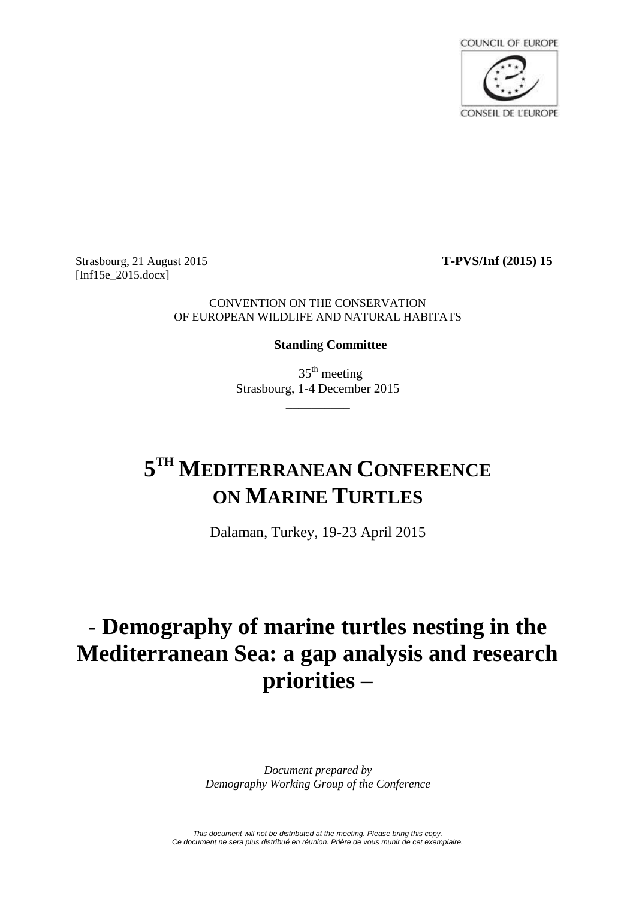COUNCIL OF EUROPE

CONSEIL DE L'EUROPE

Strasbourg, 21 August 2015 **T-PVS/Inf (2015) 15**
[Inf15e_2015.docx]

CONVENTION ON THE CONSERVATION
OF EUROPEAN WILDLIFE AND NATURAL HABITATS

**Standing Committee**

35th meeting
Strasbourg, 1-4 December 2015

# 5TH MEDITERRANEAN CONFERENCE ON MARINE TURTLES

Dalaman, Turkey, 19-23 April 2015

# - Demography of marine turtles nesting in the Mediterranean Sea: a gap analysis and research priorities –

*Document prepared by*
*Demography Working Group of the Conference*

*This document will not be distributed at the meeting. Please bring this copy.*
*Ce document ne sera plus distribué en réunion. Prière de vous munir de cet exemplaire.*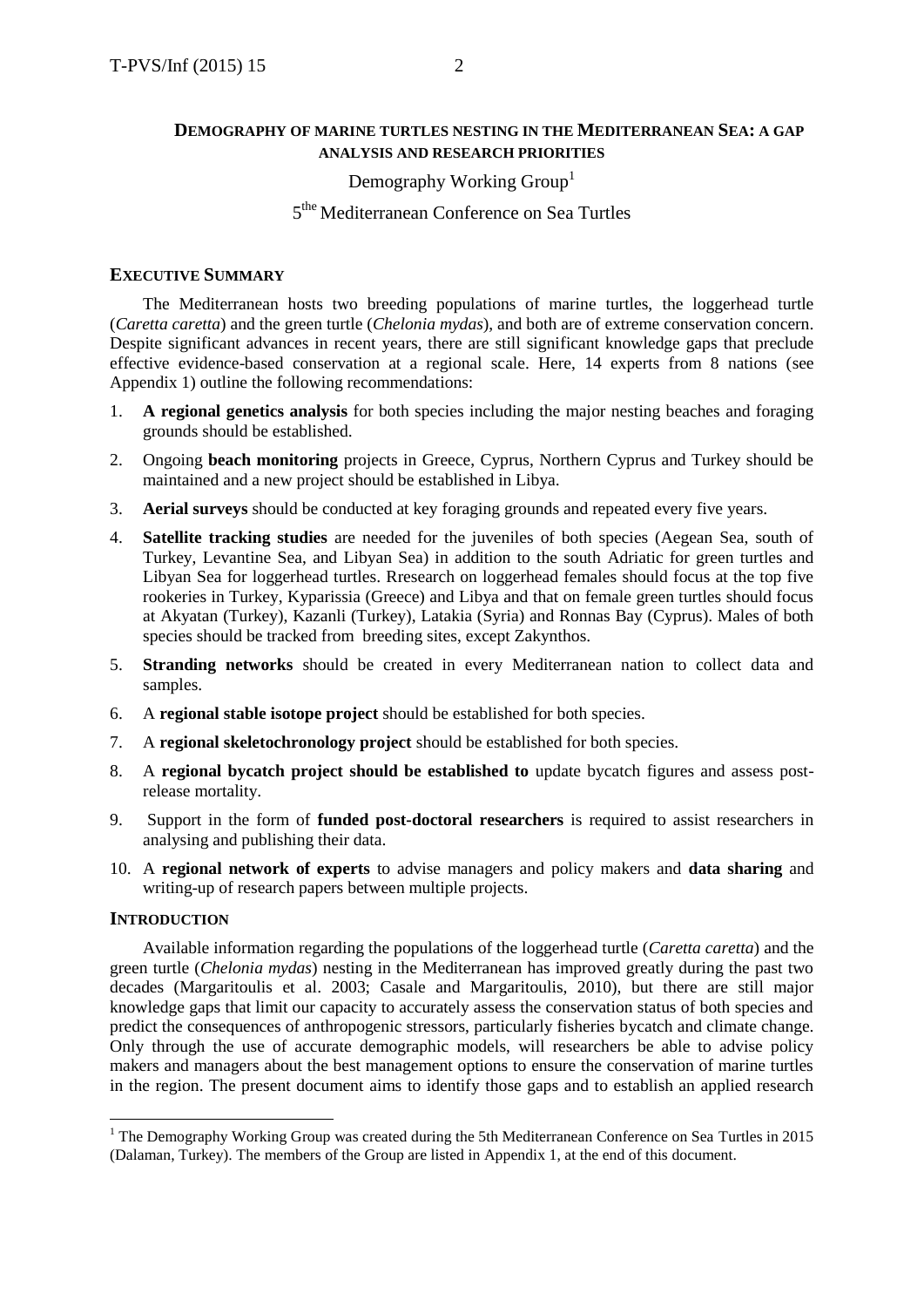# Demography of marine turtles nesting in the Mediterranean Sea: a gap analysis and research priorities

Demography Working Group[1]

5[the] Mediterranean Conference on Sea Turtles

## Executive Summary

The Mediterranean hosts two breeding populations of marine turtles, the loggerhead turtle (*Caretta caretta*) and the green turtle (*Chelonia mydas*), and both are of extreme conservation concern. Despite significant advances in recent years, there are still significant knowledge gaps that preclude effective evidence-based conservation at a regional scale. Here, 14 experts from 8 nations (see Appendix 1) outline the following recommendations:

1. **A regional genetics analysis** for both species including the major nesting beaches and foraging grounds should be established.
2. Ongoing **beach monitoring** projects in Greece, Cyprus, Northern Cyprus and Turkey should be maintained and a new project should be established in Libya.
3. **Aerial surveys** should be conducted at key foraging grounds and repeated every five years.
4. **Satellite tracking studies** are needed for the juveniles of both species (Aegean Sea, south of Turkey, Levantine Sea, and Libyan Sea) in addition to the south Adriatic for green turtles and Libyan Sea for loggerhead turtles. Rresearch on loggerhead females should focus at the top five rookeries in Turkey, Kyparissia (Greece) and Libya and that on female green turtles should focus at Akyatan (Turkey), Kazanli (Turkey), Latakia (Syria) and Ronnas Bay (Cyprus). Males of both species should be tracked from breeding sites, except Zakynthos.
5. **Stranding networks** should be created in every Mediterranean nation to collect data and samples.
6. A **regional stable isotope project** should be established for both species.
7. A **regional skeletochronology project** should be established for both species.
8. A **regional bycatch project should be established to** update bycatch figures and assess post-release mortality.
9. Support in the form of **funded post-doctoral researchers** is required to assist researchers in analysing and publishing their data.
10. A **regional network of experts** to advise managers and policy makers and **data sharing** and writing-up of research papers between multiple projects.

## Introduction

Available information regarding the populations of the loggerhead turtle (*Caretta caretta*) and the green turtle (*Chelonia mydas*) nesting in the Mediterranean has improved greatly during the past two decades (Margaritoulis et al. 2003; Casale and Margaritoulis, 2010), but there are still major knowledge gaps that limit our capacity to accurately assess the conservation status of both species and predict the consequences of anthropogenic stressors, particularly fisheries bycatch and climate change. Only through the use of accurate demographic models, will researchers be able to advise policy makers and managers about the best management options to ensure the conservation of marine turtles in the region. The present document aims to identify those gaps and to establish an applied research

[1] The Demography Working Group was created during the 5th Mediterranean Conference on Sea Turtles in 2015 (Dalaman, Turkey). The members of the Group are listed in Appendix 1, at the end of this document.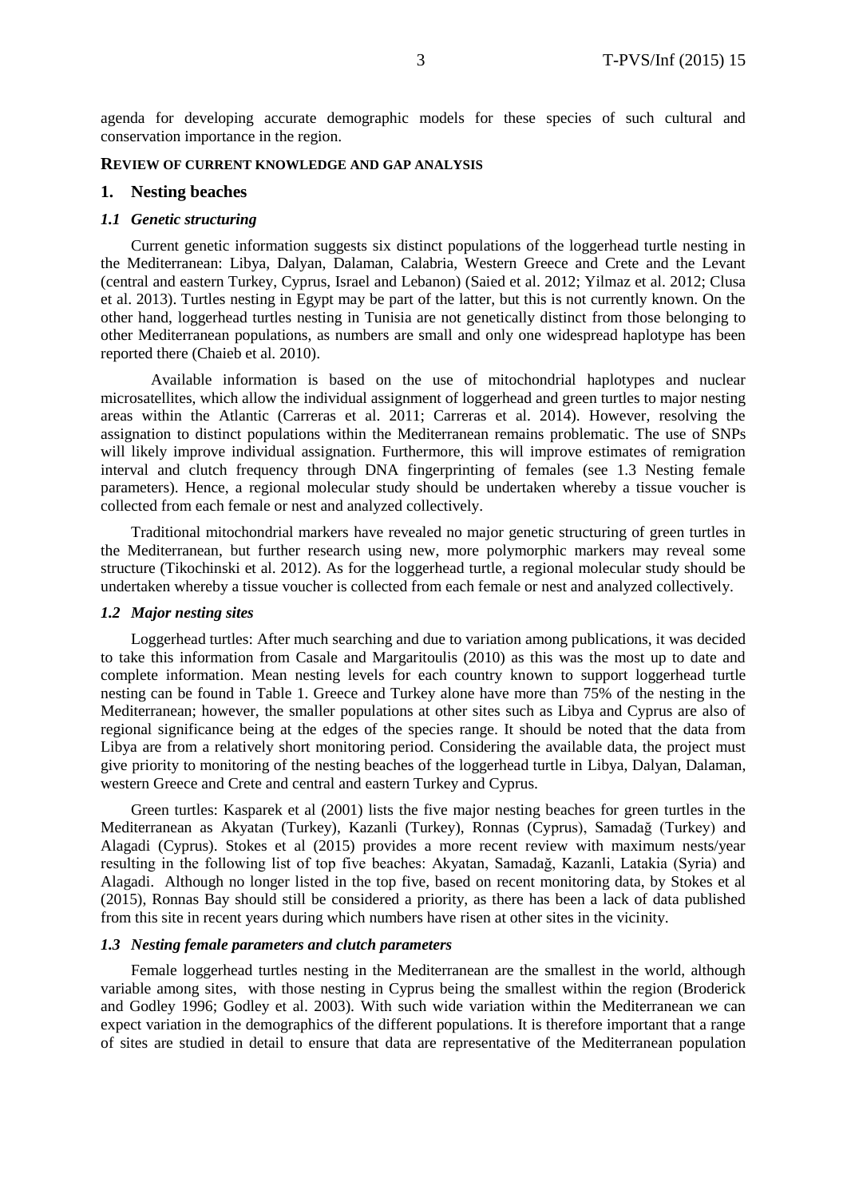agenda for developing accurate demographic models for these species of such cultural and conservation importance in the region.

## REVIEW OF CURRENT KNOWLEDGE AND GAP ANALYSIS

### 1. Nesting beaches

#### *1.1 Genetic structuring*

Current genetic information suggests six distinct populations of the loggerhead turtle nesting in the Mediterranean: Libya, Dalyan, Dalaman, Calabria, Western Greece and Crete and the Levant (central and eastern Turkey, Cyprus, Israel and Lebanon) (Saied et al. 2012; Yilmaz et al. 2012; Clusa et al. 2013). Turtles nesting in Egypt may be part of the latter, but this is not currently known. On the other hand, loggerhead turtles nesting in Tunisia are not genetically distinct from those belonging to other Mediterranean populations, as numbers are small and only one widespread haplotype has been reported there (Chaieb et al. 2010).

Available information is based on the use of mitochondrial haplotypes and nuclear microsatellites, which allow the individual assignment of loggerhead and green turtles to major nesting areas within the Atlantic (Carreras et al. 2011; Carreras et al. 2014). However, resolving the assignation to distinct populations within the Mediterranean remains problematic. The use of SNPs will likely improve individual assignment. Furthermore, this will improve estimates of remigration interval and clutch frequency through DNA fingerprinting of females (see 1.3 Nesting female parameters). Hence, a regional molecular study should be undertaken whereby a tissue voucher is collected from each female or nest and analyzed collectively.

Traditional mitochondrial markers have revealed no major genetic structuring of green turtles in the Mediterranean, but further research using new, more polymorphic markers may reveal some structure (Tikochinski et al. 2012). As for the loggerhead turtle, a regional molecular study should be undertaken whereby a tissue voucher is collected from each female or nest and analyzed collectively.

#### *1.2 Major nesting sites*

Loggerhead turtles: After much searching and due to variation among publications, it was decided to take this information from Casale and Margaritoulis (2010) as this was the most up to date and complete information. Mean nesting levels for each country known to support loggerhead turtle nesting can be found in Table 1. Greece and Turkey alone have more than 75% of the nesting in the Mediterranean; however, the smaller populations at other sites such as Libya and Cyprus are also of regional significance being at the edges of the species range. It should be noted that the data from Libya are from a relatively short monitoring period. Considering the available data, the project must give priority to monitoring of the nesting beaches of the loggerhead turtle in Libya, Dalyan, Dalaman, western Greece and Crete and central and eastern Turkey and Cyprus.

Green turtles: Kasparek et al (2001) lists the five major nesting beaches for green turtles in the Mediterranean as Akyatan (Turkey), Kazanli (Turkey), Ronnas (Cyprus), Samadağ (Turkey) and Alagadi (Cyprus). Stokes et al (2015) provides a more recent review with maximum nests/year resulting in the following list of top five beaches: Akyatan, Samadağ, Kazanli, Latakia (Syria) and Alagadi. Although no longer listed in the top five, based on recent monitoring data, by Stokes et al (2015), Ronnas Bay should still be considered a priority, as there has been a lack of data published from this site in recent years during which numbers have risen at other sites in the vicinity.

#### *1.3 Nesting female parameters and clutch parameters*

Female loggerhead turtles nesting in the Mediterranean are the smallest in the world, although variable among sites, with those nesting in Cyprus being the smallest within the region (Broderick and Godley 1996; Godley et al. 2003). With such wide variation within the Mediterranean we can expect variation in the demographics of the different populations. It is therefore important that a range of sites are studied in detail to ensure that data are representative of the Mediterranean population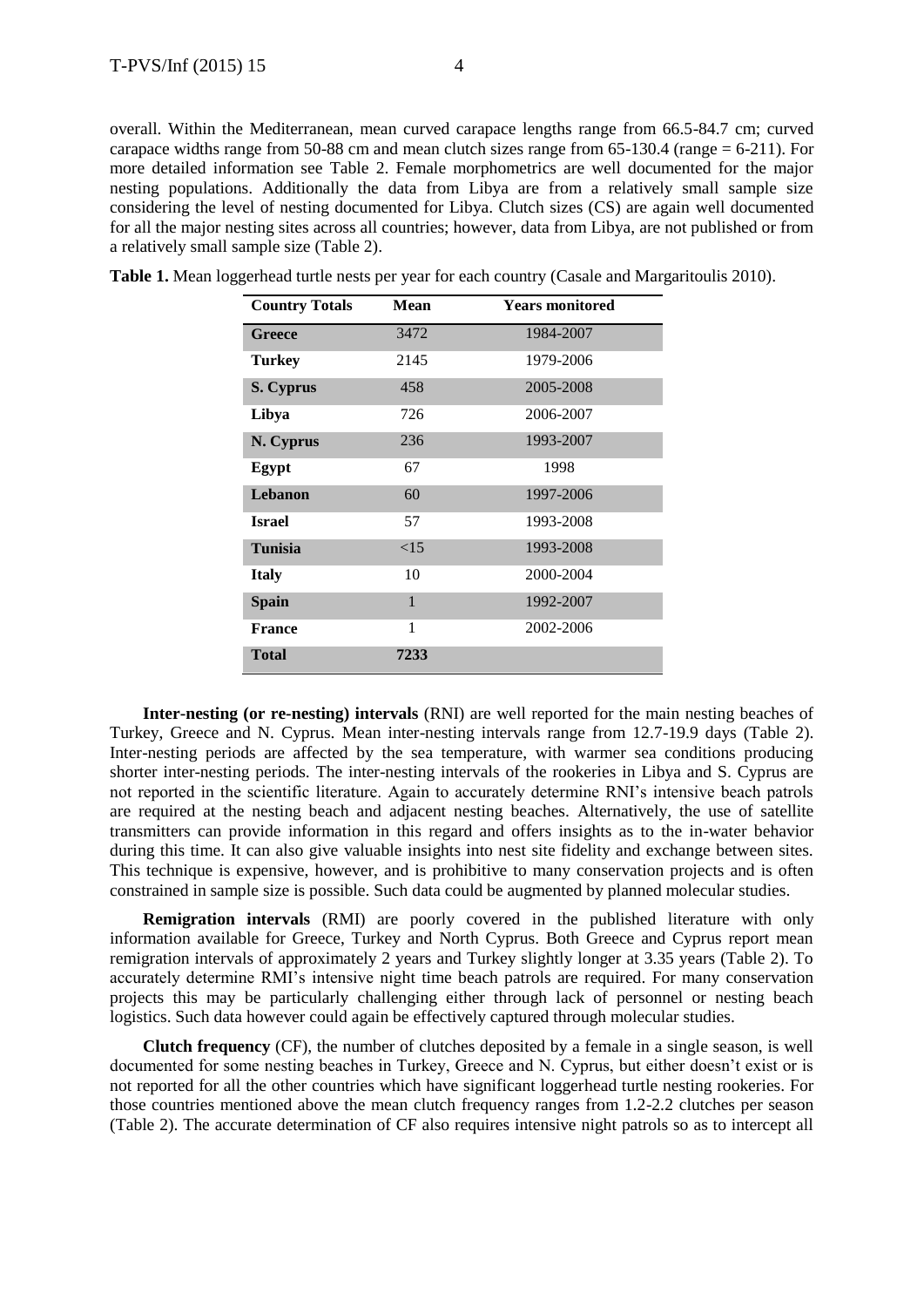overall. Within the Mediterranean, mean curved carapace lengths range from 66.5-84.7 cm; curved carapace widths range from 50-88 cm and mean clutch sizes range from 65-130.4 (range = 6-211). For more detailed information see Table 2. Female morphometrics are well documented for the major nesting populations. Additionally the data from Libya are from a relatively small sample size considering the level of nesting documented for Libya. Clutch sizes (CS) are again well documented for all the major nesting sites across all countries; however, data from Libya, are not published or from a relatively small sample size (Table 2).

**Table 1.** Mean loggerhead turtle nests per year for each country (Casale and Margaritoulis 2010).

| Country Totals | Mean | Years monitored |
|---|---|---|
| **Greece** | 3472 | 1984-2007 |
| **Turkey** | 2145 | 1979-2006 |
| **S. Cyprus** | 458 | 2005-2008 |
| **Libya** | 726 | 2006-2007 |
| **N. Cyprus** | 236 | 1993-2007 |
| **Egypt** | 67 | 1998 |
| **Lebanon** | 60 | 1997-2006 |
| **Israel** | 57 | 1993-2008 |
| **Tunisia** | <15 | 1993-2008 |
| **Italy** | 10 | 2000-2004 |
| **Spain** | 1 | 1992-2007 |
| **France** | 1 | 2002-2006 |
| **Total** | **7233** | |

**Inter-nesting (or re-nesting) intervals** (RNI) are well reported for the main nesting beaches of Turkey, Greece and N. Cyprus. Mean inter-nesting intervals range from 12.7-19.9 days (Table 2). Inter-nesting periods are affected by the sea temperature, with warmer sea conditions producing shorter inter-nesting periods. The inter-nesting intervals of the rookeries in Libya and S. Cyprus are not reported in the scientific literature. Again to accurately determine RNI's intensive beach patrols are required at the nesting beach and adjacent nesting beaches. Alternatively, the use of satellite transmitters can provide information in this regard and offers insights as to the in-water behavior during this time. It can also give valuable insights into nest site fidelity and exchange between sites. This technique is expensive, however, and is prohibitive to many conservation projects and is often constrained in sample size is possible. Such data could be augmented by planned molecular studies.

**Remigration intervals** (RMI) are poorly covered in the published literature with only information available for Greece, Turkey and North Cyprus. Both Greece and Cyprus report mean remigration intervals of approximately 2 years and Turkey slightly longer at 3.35 years (Table 2). To accurately determine RMI's intensive night time beach patrols are required. For many conservation projects this may be particularly challenging either through lack of personnel or nesting beach logistics. Such data however could again be effectively captured through molecular studies.

**Clutch frequency** (CF), the number of clutches deposited by a female in a single season, is well documented for some nesting beaches in Turkey, Greece and N. Cyprus, but either doesn't exist or is not reported for all the other countries which have significant loggerhead turtle nesting rookeries. For those countries mentioned above the mean clutch frequency ranges from 1.2-2.2 clutches per season (Table 2). The accurate determination of CF also requires intensive night patrols so as to intercept all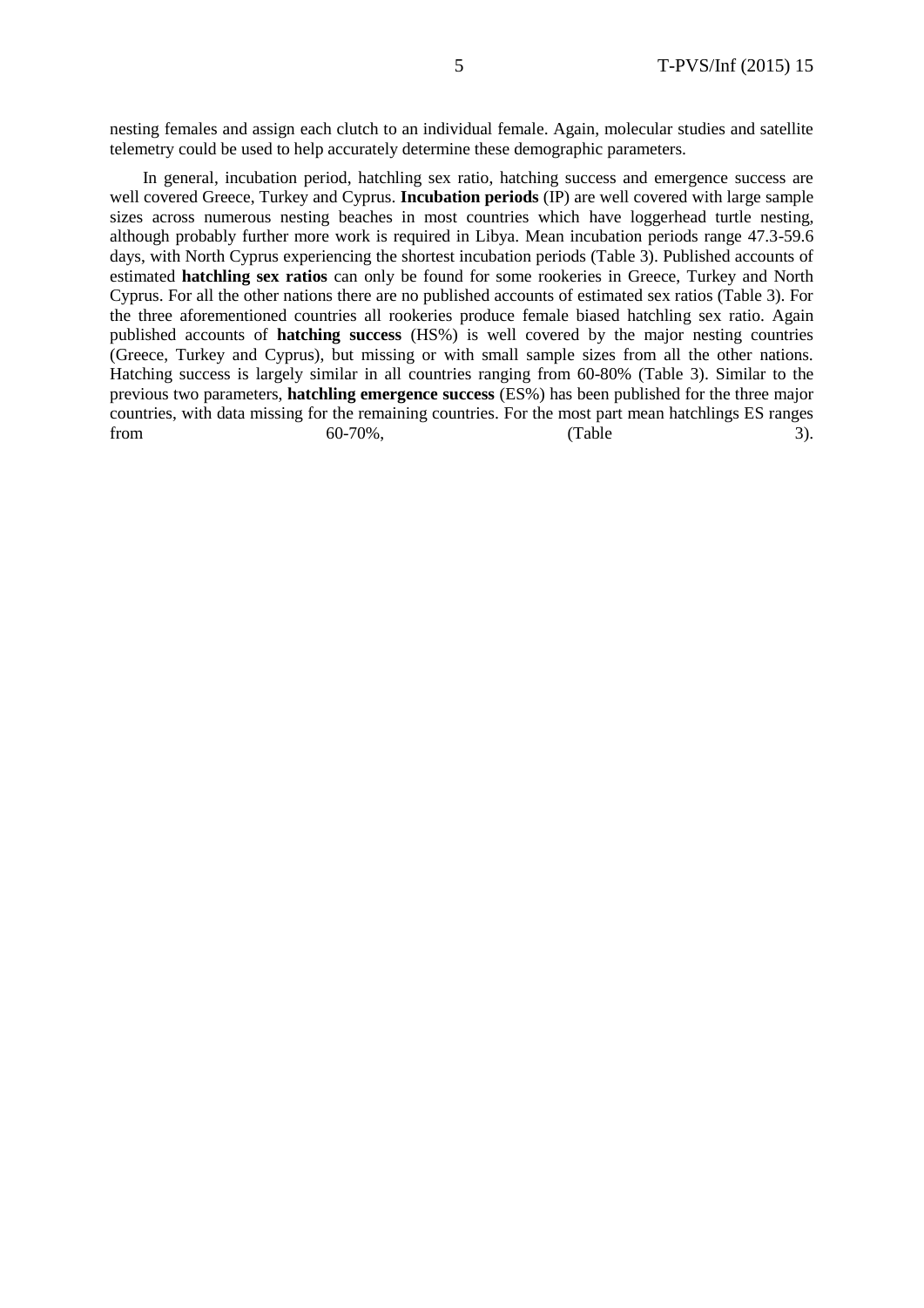nesting females and assign each clutch to an individual female. Again, molecular studies and satellite telemetry could be used to help accurately determine these demographic parameters.

In general, incubation period, hatchling sex ratio, hatching success and emergence success are well covered Greece, Turkey and Cyprus. **Incubation periods** (IP) are well covered with large sample sizes across numerous nesting beaches in most countries which have loggerhead turtle nesting, although probably further more work is required in Libya. Mean incubation periods range 47.3-59.6 days, with North Cyprus experiencing the shortest incubation periods (Table 3). Published accounts of estimated **hatchling sex ratios** can only be found for some rookeries in Greece, Turkey and North Cyprus. For all the other nations there are no published accounts of estimated sex ratios (Table 3). For the three aforementioned countries all rookeries produce female biased hatchling sex ratio. Again published accounts of **hatching success** (HS%) is well covered by the major nesting countries (Greece, Turkey and Cyprus), but missing or with small sample sizes from all the other nations. Hatching success is largely similar in all countries ranging from 60-80% (Table 3). Similar to the previous two parameters, **hatchling emergence success** (ES%) has been published for the three major countries, with data missing for the remaining countries. For the most part mean hatchlings ES ranges from 60-70%, (Table 3).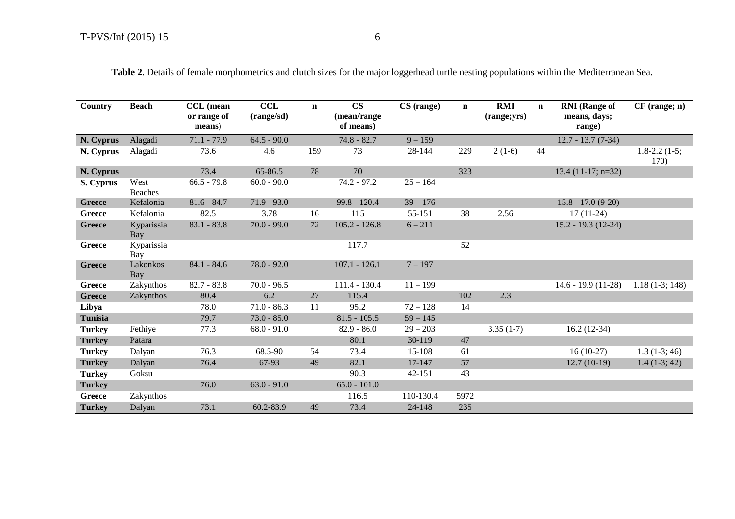**Table 2**. Details of female morphometrics and clutch sizes for the major loggerhead turtle nesting populations within the Mediterranean Sea.

| Country | Beach | CCL (mean or range of means) | CCL (range/sd) | n | CS (mean/range of means) | CS (range) | n | RMI (range;yrs) | n | RNI (Range of means, days; range) | CF (range; n) |
|---|---|---|---|---|---|---|---|---|---|---|---|
| **N. Cyprus** | Alagadi | 71.1 - 77.9 | 64.5 - 90.0 | | 74.8 - 82.7 | 9 – 159 | | | | 12.7 - 13.7 (7-34) | |
| **N. Cyprus** | Alagadi | 73.6 | 4.6 | 159 | 73 | 28-144 | 229 | 2 (1-6) | 44 | | 1.8-2.2 (1-5; 170) |
| **N. Cyprus** | | 73.4 | 65-86.5 | 78 | 70 | | 323 | | | 13.4 (11-17; n=32) | |
| **S. Cyprus** | West Beaches | 66.5 - 79.8 | 60.0 - 90.0 | | 74.2 - 97.2 | 25 – 164 | | | | | |
| **Greece** | Kefalonia | 81.6 - 84.7 | 71.9 - 93.0 | | 99.8 - 120.4 | 39 – 176 | | | | 15.8 - 17.0 (9-20) | |
| **Greece** | Kefalonia | 82.5 | 3.78 | 16 | 115 | 55-151 | 38 | 2.56 | | 17 (11-24) | |
| **Greece** | Kyparissia Bay | 83.1 - 83.8 | 70.0 - 99.0 | 72 | 105.2 - 126.8 | 6 – 211 | | | | 15.2 - 19.3 (12-24) | |
| **Greece** | Kyparissia Bay | | | | 117.7 | | 52 | | | | |
| **Greece** | Lakonkos Bay | 84.1 - 84.6 | 78.0 - 92.0 | | 107.1 - 126.1 | 7 – 197 | | | | | |
| **Greece** | Zakynthos | 82.7 - 83.8 | 70.0 - 96.5 | | 111.4 - 130.4 | 11 – 199 | | | | 14.6 - 19.9 (11-28) | 1.18 (1-3; 148) |
| **Greece** | Zakynthos | 80.4 | 6.2 | 27 | 115.4 | | 102 | 2.3 | | | |
| **Libya** | | 78.0 | 71.0 - 86.3 | 11 | 95.2 | 72 – 128 | 14 | | | | |
| **Tunisia** | | 79.7 | 73.0 - 85.0 | | 81.5 - 105.5 | 59 – 145 | | | | | |
| **Turkey** | Fethiye | 77.3 | 68.0 - 91.0 | | 82.9 - 86.0 | 29 – 203 | | 3.35 (1-7) | | 16.2 (12-34) | |
| **Turkey** | Patara | | | | 80.1 | 30-119 | 47 | | | | |
| **Turkey** | Dalyan | 76.3 | 68.5-90 | 54 | 73.4 | 15-108 | 61 | | | 16 (10-27) | 1.3 (1-3; 46) |
| **Turkey** | Dalyan | 76.4 | 67-93 | 49 | 82.1 | 17-147 | 57 | | | 12.7 (10-19) | 1.4 (1-3; 42) |
| **Turkey** | Goksu | | | | 90.3 | 42-151 | 43 | | | | |
| **Turkey** | | 76.0 | 63.0 - 91.0 | | 65.0 - 101.0 | | | | | | |
| **Greece** | Zakynthos | | | | 116.5 | 110-130.4 | 5972 | | | | |
| **Turkey** | Dalyan | 73.1 | 60.2-83.9 | 49 | 73.4 | 24-148 | 235 | | | | |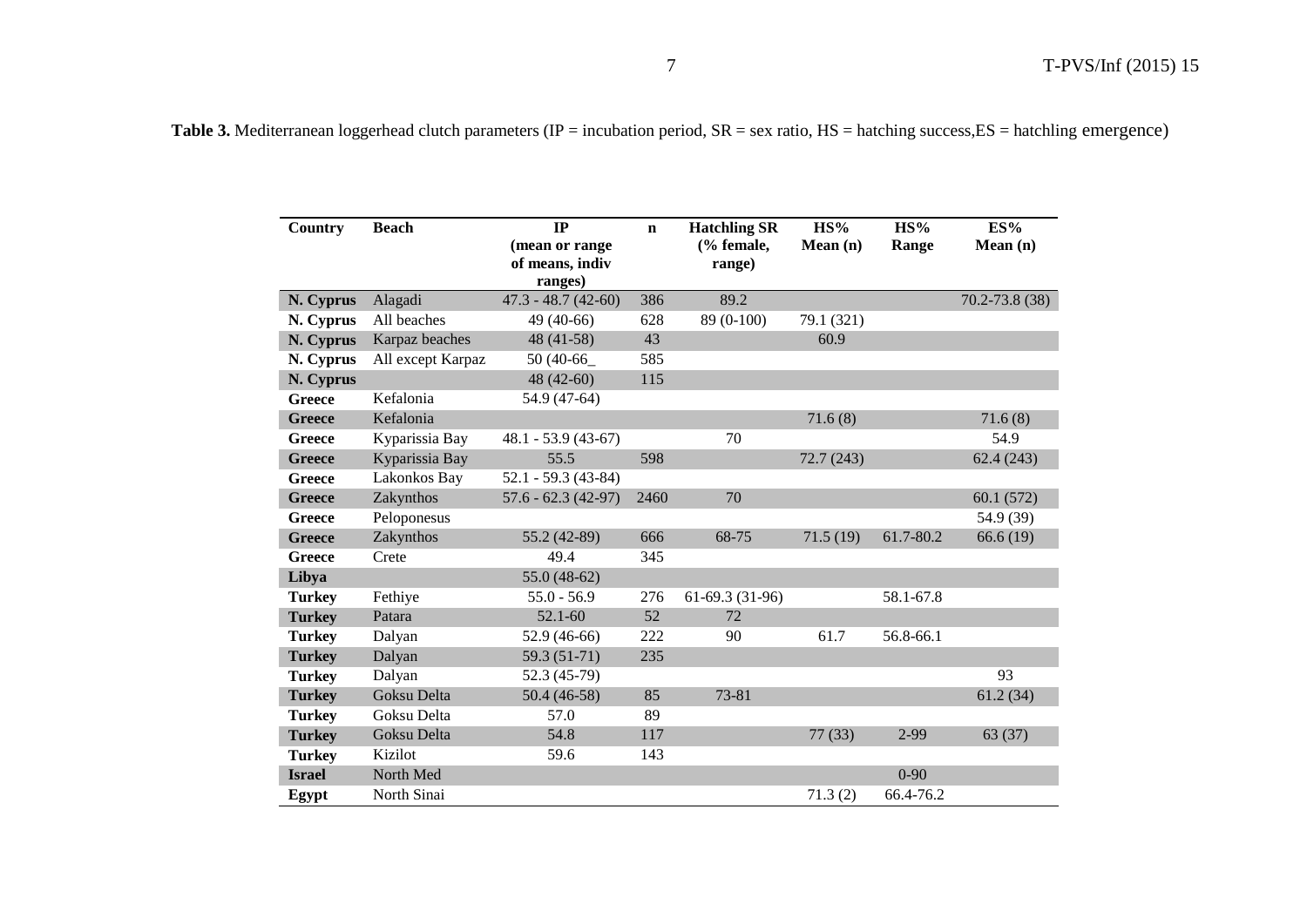**Table 3.** Mediterranean loggerhead clutch parameters (IP = incubation period, SR = sex ratio, HS = hatching success,ES = hatchling emergence)

| Country | Beach | IP (mean or range of means, indiv ranges) | n | Hatchling SR (% female, range) | HS% Mean (n) | HS% Range | ES% Mean (n) |
|---|---|---|---|---|---|---|---|
| **N. Cyprus** | Alagadi | 47.3 - 48.7 (42-60) | 386 | 89.2 | | | 70.2-73.8 (38) |
| **N. Cyprus** | All beaches | 49 (40-66) | 628 | 89 (0-100) | 79.1 (321) | | |
| **N. Cyprus** | Karpaz beaches | 48 (41-58) | 43 | | 60.9 | | |
| **N. Cyprus** | All except Karpaz | 50 (40-66_ | 585 | | | | |
| **N. Cyprus** | | 48 (42-60) | 115 | | | | |
| **Greece** | Kefalonia | 54.9 (47-64) | | | | | |
| **Greece** | Kefalonia | | | | 71.6 (8) | | 71.6 (8) |
| **Greece** | Kyparissia Bay | 48.1 - 53.9 (43-67) | | 70 | | | 54.9 |
| **Greece** | Kyparissia Bay | 55.5 | 598 | | 72.7 (243) | | 62.4 (243) |
| **Greece** | Lakonkos Bay | 52.1 - 59.3 (43-84) | | | | | |
| **Greece** | Zakynthos | 57.6 - 62.3 (42-97) | 2460 | 70 | | | 60.1 (572) |
| **Greece** | Peloponesus | | | | | | 54.9 (39) |
| **Greece** | Zakynthos | 55.2 (42-89) | 666 | 68-75 | 71.5 (19) | 61.7-80.2 | 66.6 (19) |
| **Greece** | Crete | 49.4 | 345 | | | | |
| **Libya** | | 55.0 (48-62) | | | | | |
| **Turkey** | Fethiye | 55.0 - 56.9 | 276 | 61-69.3 (31-96) | | 58.1-67.8 | |
| **Turkey** | Patara | 52.1-60 | 52 | 72 | | | |
| **Turkey** | Dalyan | 52.9 (46-66) | 222 | 90 | 61.7 | 56.8-66.1 | |
| **Turkey** | Dalyan | 59.3 (51-71) | 235 | | | | |
| **Turkey** | Dalyan | 52.3 (45-79) | | | | | 93 |
| **Turkey** | Goksu Delta | 50.4 (46-58) | 85 | 73-81 | | | 61.2 (34) |
| **Turkey** | Goksu Delta | 57.0 | 89 | | | | |
| **Turkey** | Goksu Delta | 54.8 | 117 | | 77 (33) | 2-99 | 63 (37) |
| **Turkey** | Kizilot | 59.6 | 143 | | | | |
| **Israel** | North Med | | | | | 0-90 | |
| **Egypt** | North Sinai | | | | 71.3 (2) | 66.4-76.2 | |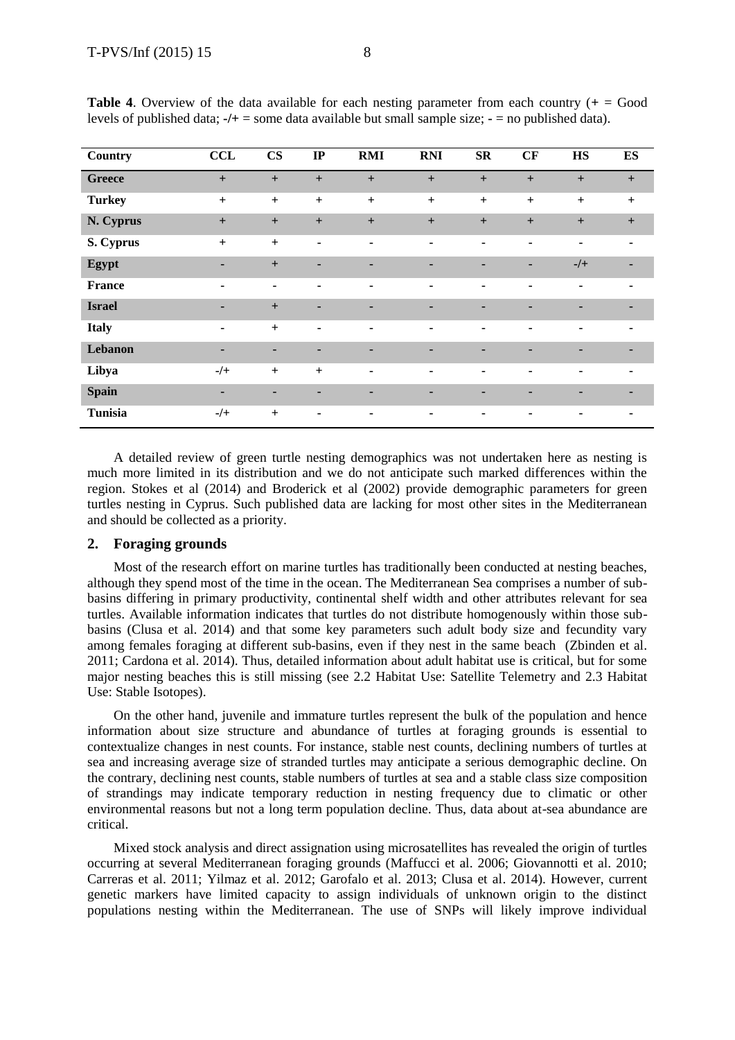**Table 4**. Overview of the data available for each nesting parameter from each country (+ = Good levels of published data; -/+ = some data available but small sample size; - = no published data).

| Country | CCL | CS | IP | RMI | RNI | SR | CF | HS | ES |
|---|---|---|---|---|---|---|---|---|---|
| Greece | + | + | + | + | + | + | + | + | + |
| Turkey | + | + | + | + | + | + | + | + | + |
| N. Cyprus | + | + | + | + | + | + | + | + | + |
| S. Cyprus | + | + | - | - | - | - | - | - | - |
| Egypt | - | + | - | - | - | - | - | -/+ | - |
| France | - | - | - | - | - | - | - | - | - |
| Israel | - | + | - | - | - | - | - | - | - |
| Italy | - | + | - | - | - | - | - | - | - |
| Lebanon | - | - | - | - | - | - | - | - | - |
| Libya | -/+ | + | + | - | - | - | - | - | - |
| Spain | - | - | - | - | - | - | - | - | - |
| Tunisia | -/+ | + | - | - | - | - | - | - | - |

A detailed review of green turtle nesting demographics was not undertaken here as nesting is much more limited in its distribution and we do not anticipate such marked differences within the region. Stokes et al (2014) and Broderick et al (2002) provide demographic parameters for green turtles nesting in Cyprus. Such published data are lacking for most other sites in the Mediterranean and should be collected as a priority.

## 2. Foraging grounds

Most of the research effort on marine turtles has traditionally been conducted at nesting beaches, although they spend most of the time in the ocean. The Mediterranean Sea comprises a number of sub-basins differing in primary productivity, continental shelf width and other attributes relevant for sea turtles. Available information indicates that turtles do not distribute homogenously within those sub-basins (Clusa et al. 2014) and that some key parameters such adult body size and fecundity vary among females foraging at different sub-basins, even if they nest in the same beach (Zbinden et al. 2011; Cardona et al. 2014). Thus, detailed information about adult habitat use is critical, but for some major nesting beaches this is still missing (see 2.2 Habitat Use: Satellite Telemetry and 2.3 Habitat Use: Stable Isotopes).

On the other hand, juvenile and immature turtles represent the bulk of the population and hence information about size structure and abundance of turtles at foraging grounds is essential to contextualize changes in nest counts. For instance, stable nest counts, declining numbers of turtles at sea and increasing average size of stranded turtles may anticipate a serious demographic decline. On the contrary, declining nest counts, stable numbers of turtles at sea and a stable class size composition of strandings may indicate temporary reduction in nesting frequency due to climatic or other environmental reasons but not a long term population decline. Thus, data about at-sea abundance are critical.

Mixed stock analysis and direct assignation using microsatellites has revealed the origin of turtles occurring at several Mediterranean foraging grounds (Maffucci et al. 2006; Giovannotti et al. 2010; Carreras et al. 2011; Yilmaz et al. 2012; Garofalo et al. 2013; Clusa et al. 2014). However, current genetic markers have limited capacity to assign individuals of unknown origin to the distinct populations nesting within the Mediterranean. The use of SNPs will likely improve individual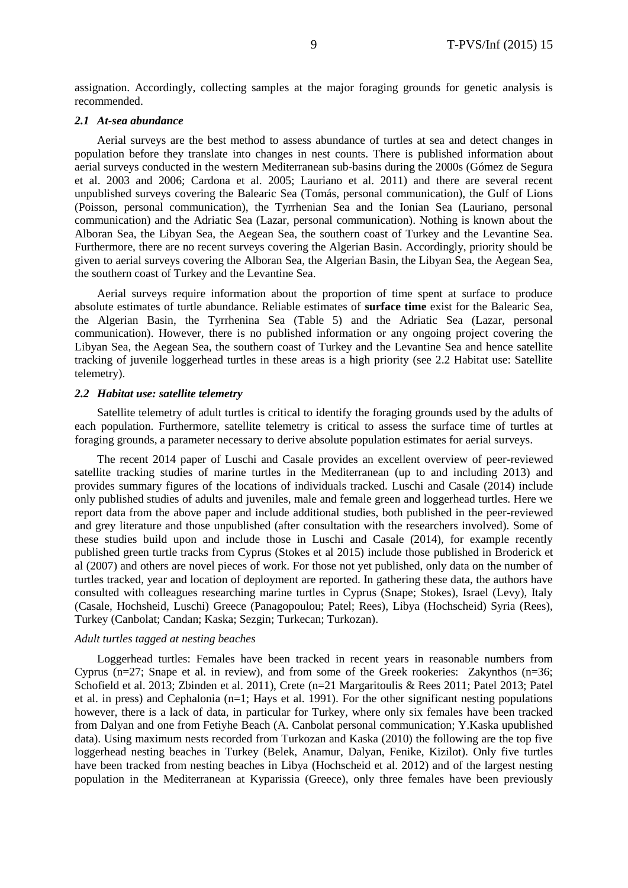assignation. Accordingly, collecting samples at the major foraging grounds for genetic analysis is recommended.

### *2.1 At-sea abundance*

Aerial surveys are the best method to assess abundance of turtles at sea and detect changes in population before they translate into changes in nest counts. There is published information about aerial surveys conducted in the western Mediterranean sub-basins during the 2000s (Gómez de Segura et al. 2003 and 2006; Cardona et al. 2005; Lauriano et al. 2011) and there are several recent unpublished surveys covering the Balearic Sea (Tomás, personal communication), the Gulf of Lions (Poisson, personal communication), the Tyrrhenian Sea and the Ionian Sea (Lauriano, personal communication) and the Adriatic Sea (Lazar, personal communication). Nothing is known about the Alboran Sea, the Libyan Sea, the Aegean Sea, the southern coast of Turkey and the Levantine Sea. Furthermore, there are no recent surveys covering the Algerian Basin. Accordingly, priority should be given to aerial surveys covering the Alboran Sea, the Algerian Basin, the Libyan Sea, the Aegean Sea, the southern coast of Turkey and the Levantine Sea.

Aerial surveys require information about the proportion of time spent at surface to produce absolute estimates of turtle abundance. Reliable estimates of **surface time** exist for the Balearic Sea, the Algerian Basin, the Tyrrhenina Sea (Table 5) and the Adriatic Sea (Lazar, personal communication). However, there is no published information or any ongoing project covering the Libyan Sea, the Aegean Sea, the southern coast of Turkey and the Levantine Sea and hence satellite tracking of juvenile loggerhead turtles in these areas is a high priority (see 2.2 Habitat use: Satellite telemetry).

### *2.2 Habitat use: satellite telemetry*

Satellite telemetry of adult turtles is critical to identify the foraging grounds used by the adults of each population. Furthermore, satellite telemetry is critical to assess the surface time of turtles at foraging grounds, a parameter necessary to derive absolute population estimates for aerial surveys.

The recent 2014 paper of Luschi and Casale provides an excellent overview of peer-reviewed satellite tracking studies of marine turtles in the Mediterranean (up to and including 2013) and provides summary figures of the locations of individuals tracked. Luschi and Casale (2014) include only published studies of adults and juveniles, male and female green and loggerhead turtles. Here we report data from the above paper and include additional studies, both published in the peer-reviewed and grey literature and those unpublished (after consultation with the researchers involved). Some of these studies build upon and include those in Luschi and Casale (2014), for example recently published green turtle tracks from Cyprus (Stokes et al 2015) include those published in Broderick et al (2007) and others are novel pieces of work. For those not yet published, only data on the number of turtles tracked, year and location of deployment are reported. In gathering these data, the authors have consulted with colleagues researching marine turtles in Cyprus (Snape; Stokes), Israel (Levy), Italy (Casale, Hochsheid, Luschi) Greece (Panagopoulou; Patel; Rees), Libya (Hochscheid) Syria (Rees), Turkey (Canbolat; Candan; Kaska; Sezgin; Turkecan; Turkozan).

*Adult turtles tagged at nesting beaches*

Loggerhead turtles: Females have been tracked in recent years in reasonable numbers from Cyprus (n=27; Snape et al. in review), and from some of the Greek rookeries: Zakynthos (n=36; Schofield et al. 2013; Zbinden et al. 2011), Crete (n=21 Margaritoulis & Rees 2011; Patel 2013; Patel et al. in press) and Cephalonia (n=1; Hays et al. 1991). For the other significant nesting populations however, there is a lack of data, in particular for Turkey, where only six females have been tracked from Dalyan and one from Fetiyhe Beach (A. Canbolat personal communication; Y.Kaska upublished data). Using maximum nests recorded from Turkozan and Kaska (2010) the following are the top five loggerhead nesting beaches in Turkey (Belek, Anamur, Dalyan, Fenike, Kizilot). Only five turtles have been tracked from nesting beaches in Libya (Hochscheid et al. 2012) and of the largest nesting population in the Mediterranean at Kyparissia (Greece), only three females have been previously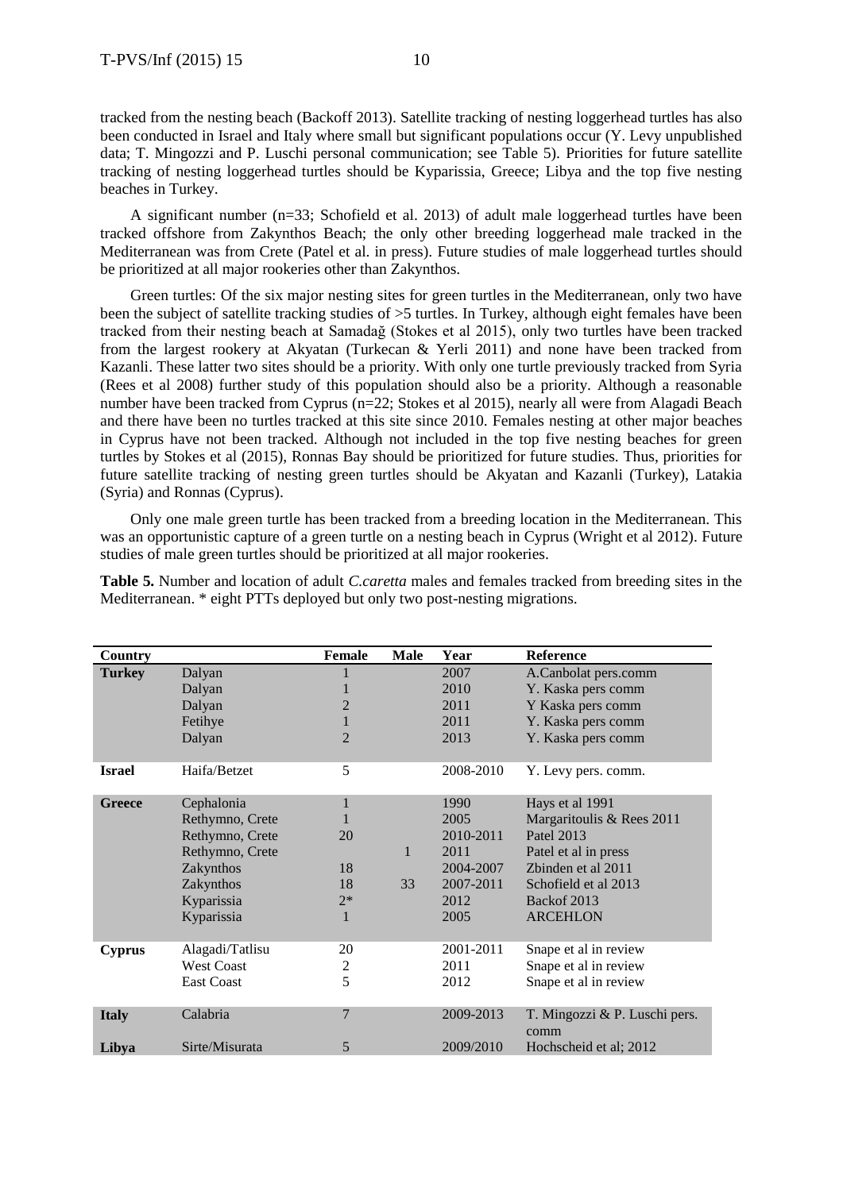tracked from the nesting beach (Backoff 2013). Satellite tracking of nesting loggerhead turtles has also been conducted in Israel and Italy where small but significant populations occur (Y. Levy unpublished data; T. Mingozzi and P. Luschi personal communication; see Table 5). Priorities for future satellite tracking of nesting loggerhead turtles should be Kyparissia, Greece; Libya and the top five nesting beaches in Turkey.

A significant number (n=33; Schofield et al. 2013) of adult male loggerhead turtles have been tracked offshore from Zakynthos Beach; the only other breeding loggerhead male tracked in the Mediterranean was from Crete (Patel et al. in press). Future studies of male loggerhead turtles should be prioritized at all major rookeries other than Zakynthos.

Green turtles: Of the six major nesting sites for green turtles in the Mediterranean, only two have been the subject of satellite tracking studies of >5 turtles. In Turkey, although eight females have been tracked from their nesting beach at Samadağ (Stokes et al 2015), only two turtles have been tracked from the largest rookery at Akyatan (Turkecan & Yerli 2011) and none have been tracked from Kazanli. These latter two sites should be a priority. With only one turtle previously tracked from Syria (Rees et al 2008) further study of this population should also be a priority. Although a reasonable number have been tracked from Cyprus (n=22; Stokes et al 2015), nearly all were from Alagadi Beach and there have been no turtles tracked at this site since 2010. Females nesting at other major beaches in Cyprus have not been tracked. Although not included in the top five nesting beaches for green turtles by Stokes et al (2015), Ronnas Bay should be prioritized for future studies. Thus, priorities for future satellite tracking of nesting green turtles should be Akyatan and Kazanli (Turkey), Latakia (Syria) and Ronnas (Cyprus).

Only one male green turtle has been tracked from a breeding location in the Mediterranean. This was an opportunistic capture of a green turtle on a nesting beach in Cyprus (Wright et al 2012). Future studies of male green turtles should be prioritized at all major rookeries.

**Table 5.** Number and location of adult *C.caretta* males and females tracked from breeding sites in the Mediterranean. * eight PTTs deployed but only two post-nesting migrations.

| Country | | Female | Male | Year | Reference |
|---|---|---|---|---|---|
| **Turkey** | Dalyan | 1 | | 2007 | A.Canbolat pers.comm |
| | Dalyan | 1 | | 2010 | Y. Kaska pers comm |
| | Dalyan | 2 | | 2011 | Y Kaska pers comm |
| | Fetihye | 1 | | 2011 | Y. Kaska pers comm |
| | Dalyan | 2 | | 2013 | Y. Kaska pers comm |
| **Israel** | Haifa/Betzet | 5 | | 2008-2010 | Y. Levy pers. comm. |
| **Greece** | Cephalonia | 1 | | 1990 | Hays et al 1991 |
| | Rethymno, Crete | 1 | | 2005 | Margaritoulis & Rees 2011 |
| | Rethymno, Crete | 20 | | 2010-2011 | Patel 2013 |
| | Rethymno, Crete | | 1 | 2011 | Patel et al in press |
| | Zakynthos | 18 | | 2004-2007 | Zbinden et al 2011 |
| | Zakynthos | 18 | 33 | 2007-2011 | Schofield et al 2013 |
| | Kyparissia | 2* | | 2012 | Backof 2013 |
| | Kyparissia | 1 | | 2005 | ARCEHLON |
| **Cyprus** | Alagadi/Tatlisu | 20 | | 2001-2011 | Snape et al in review |
| | West Coast | 2 | | 2011 | Snape et al in review |
| | East Coast | 5 | | 2012 | Snape et al in review |
| **Italy** | Calabria | 7 | | 2009-2013 | T. Mingozzi & P. Luschi pers. comm |
| **Libya** | Sirte/Misurata | 5 | | 2009/2010 | Hochscheid et al; 2012 |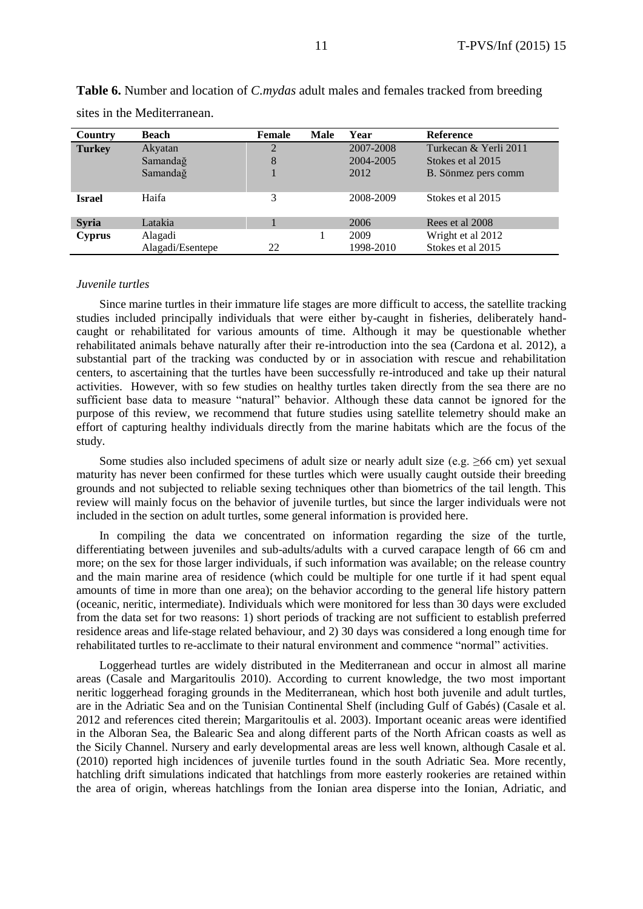**Table 6.** Number and location of *C.mydas* adult males and females tracked from breeding sites in the Mediterranean.

| Country | Beach | Female | Male | Year | Reference |
|---|---|---|---|---|---|
| **Turkey** | Akyatan | 2 | | 2007-2008 | Turkecan & Yerli 2011 |
| | Samandağ | 8 | | 2004-2005 | Stokes et al 2015 |
| | Samandağ | 1 | | 2012 | B. Sönmez pers comm |
| **Israel** | Haifa | 3 | | 2008-2009 | Stokes et al 2015 |
| **Syria** | Latakia | 1 | | 2006 | Rees et al 2008 |
| **Cyprus** | Alagadi | | 1 | 2009 | Wright et al 2012 |
| | Alagadi/Esentepe | 22 | | 1998-2010 | Stokes et al 2015 |

*Juvenile turtles*

Since marine turtles in their immature life stages are more difficult to access, the satellite tracking studies included principally individuals that were either by-caught in fisheries, deliberately hand-caught or rehabilitated for various amounts of time. Although it may be questionable whether rehabilitated animals behave naturally after their re-introduction into the sea (Cardona et al. 2012), a substantial part of the tracking was conducted by or in association with rescue and rehabilitation centers, to ascertaining that the turtles have been successfully re-introduced and take up their natural activities. However, with so few studies on healthy turtles taken directly from the sea there are no sufficient base data to measure "natural" behavior. Although these data cannot be ignored for the purpose of this review, we recommend that future studies using satellite telemetry should make an effort of capturing healthy individuals directly from the marine habitats which are the focus of the study.

Some studies also included specimens of adult size or nearly adult size (e.g. ≥66 cm) yet sexual maturity has never been confirmed for these turtles which were usually caught outside their breeding grounds and not subjected to reliable sexing techniques other than biometrics of the tail length. This review will mainly focus on the behavior of juvenile turtles, but since the larger individuals were not included in the section on adult turtles, some general information is provided here.

In compiling the data we concentrated on information regarding the size of the turtle, differentiating between juveniles and sub-adults/adults with a curved carapace length of 66 cm and more; on the sex for those larger individuals, if such information was available; on the release country and the main marine area of residence (which could be multiple for one turtle if it had spent equal amounts of time in more than one area); on the behavior according to the general life history pattern (oceanic, neritic, intermediate). Individuals which were monitored for less than 30 days were excluded from the data set for two reasons: 1) short periods of tracking are not sufficient to establish preferred residence areas and life-stage related behaviour, and 2) 30 days was considered a long enough time for rehabilitated turtles to re-acclimate to their natural environment and commence "normal" activities.

Loggerhead turtles are widely distributed in the Mediterranean and occur in almost all marine areas (Casale and Margaritoulis 2010). According to current knowledge, the two most important neritic loggerhead foraging grounds in the Mediterranean, which host both juvenile and adult turtles, are in the Adriatic Sea and on the Tunisian Continental Shelf (including Gulf of Gabés) (Casale et al. 2012 and references cited therein; Margaritoulis et al. 2003). Important oceanic areas were identified in the Alboran Sea, the Balearic Sea and along different parts of the North African coasts as well as the Sicily Channel. Nursery and early developmental areas are less well known, although Casale et al. (2010) reported high incidences of juvenile turtles found in the south Adriatic Sea. More recently, hatchling drift simulations indicated that hatchlings from more easterly rookeries are retained within the area of origin, whereas hatchlings from the Ionian area disperse into the Ionian, Adriatic, and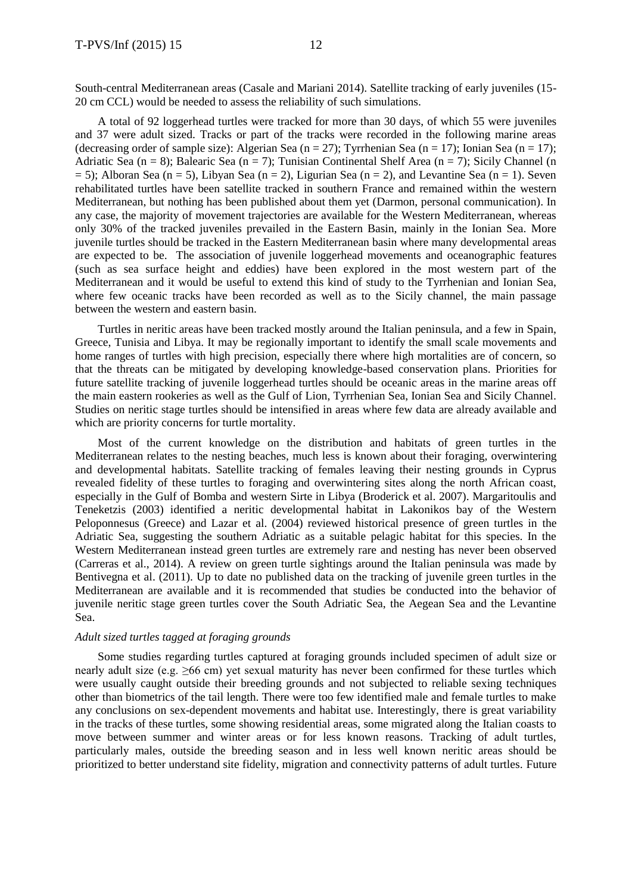South-central Mediterranean areas (Casale and Mariani 2014). Satellite tracking of early juveniles (15-20 cm CCL) would be needed to assess the reliability of such simulations.

A total of 92 loggerhead turtles were tracked for more than 30 days, of which 55 were juveniles and 37 were adult sized. Tracks or part of the tracks were recorded in the following marine areas (decreasing order of sample size): Algerian Sea (n = 27); Tyrrhenian Sea (n = 17); Ionian Sea (n = 17); Adriatic Sea (n = 8); Balearic Sea (n = 7); Tunisian Continental Shelf Area (n = 7); Sicily Channel (n = 5); Alboran Sea (n = 5), Libyan Sea (n = 2), Ligurian Sea (n = 2), and Levantine Sea (n = 1). Seven rehabilitated turtles have been satellite tracked in southern France and remained within the western Mediterranean, but nothing has been published about them yet (Darmon, personal communication). In any case, the majority of movement trajectories are available for the Western Mediterranean, whereas only 30% of the tracked juveniles prevailed in the Eastern Basin, mainly in the Ionian Sea. More juvenile turtles should be tracked in the Eastern Mediterranean basin where many developmental areas are expected to be. The association of juvenile loggerhead movements and oceanographic features (such as sea surface height and eddies) have been explored in the most western part of the Mediterranean and it would be useful to extend this kind of study to the Tyrrhenian and Ionian Sea, where few oceanic tracks have been recorded as well as to the Sicily channel, the main passage between the western and eastern basin.

Turtles in neritic areas have been tracked mostly around the Italian peninsula, and a few in Spain, Greece, Tunisia and Libya. It may be regionally important to identify the small scale movements and home ranges of turtles with high precision, especially there where high mortalities are of concern, so that the threats can be mitigated by developing knowledge-based conservation plans. Priorities for future satellite tracking of juvenile loggerhead turtles should be oceanic areas in the marine areas off the main eastern rookeries as well as the Gulf of Lion, Tyrrhenian Sea, Ionian Sea and Sicily Channel. Studies on neritic stage turtles should be intensified in areas where few data are already available and which are priority concerns for turtle mortality.

Most of the current knowledge on the distribution and habitats of green turtles in the Mediterranean relates to the nesting beaches, much less is known about their foraging, overwintering and developmental habitats. Satellite tracking of females leaving their nesting grounds in Cyprus revealed fidelity of these turtles to foraging and overwintering sites along the north African coast, especially in the Gulf of Bomba and western Sirte in Libya (Broderick et al. 2007). Margaritoulis and Teneketzis (2003) identified a neritic developmental habitat in Lakonikos bay of the Western Peloponnesus (Greece) and Lazar et al. (2004) reviewed historical presence of green turtles in the Adriatic Sea, suggesting the southern Adriatic as a suitable pelagic habitat for this species. In the Western Mediterranean instead green turtles are extremely rare and nesting has never been observed (Carreras et al., 2014). A review on green turtle sightings around the Italian peninsula was made by Bentivegna et al. (2011). Up to date no published data on the tracking of juvenile green turtles in the Mediterranean are available and it is recommended that studies be conducted into the behavior of juvenile neritic stage green turtles cover the South Adriatic Sea, the Aegean Sea and the Levantine Sea.

*Adult sized turtles tagged at foraging grounds*

Some studies regarding turtles captured at foraging grounds included specimen of adult size or nearly adult size (e.g. ≥66 cm) yet sexual maturity has never been confirmed for these turtles which were usually caught outside their breeding grounds and not subjected to reliable sexing techniques other than biometrics of the tail length. There were too few identified male and female turtles to make any conclusions on sex-dependent movements and habitat use. Interestingly, there is great variability in the tracks of these turtles, some showing residential areas, some migrated along the Italian coasts to move between summer and winter areas or for less known reasons. Tracking of adult turtles, particularly males, outside the breeding season and in less well known neritic areas should be prioritized to better understand site fidelity, migration and connectivity patterns of adult turtles. Future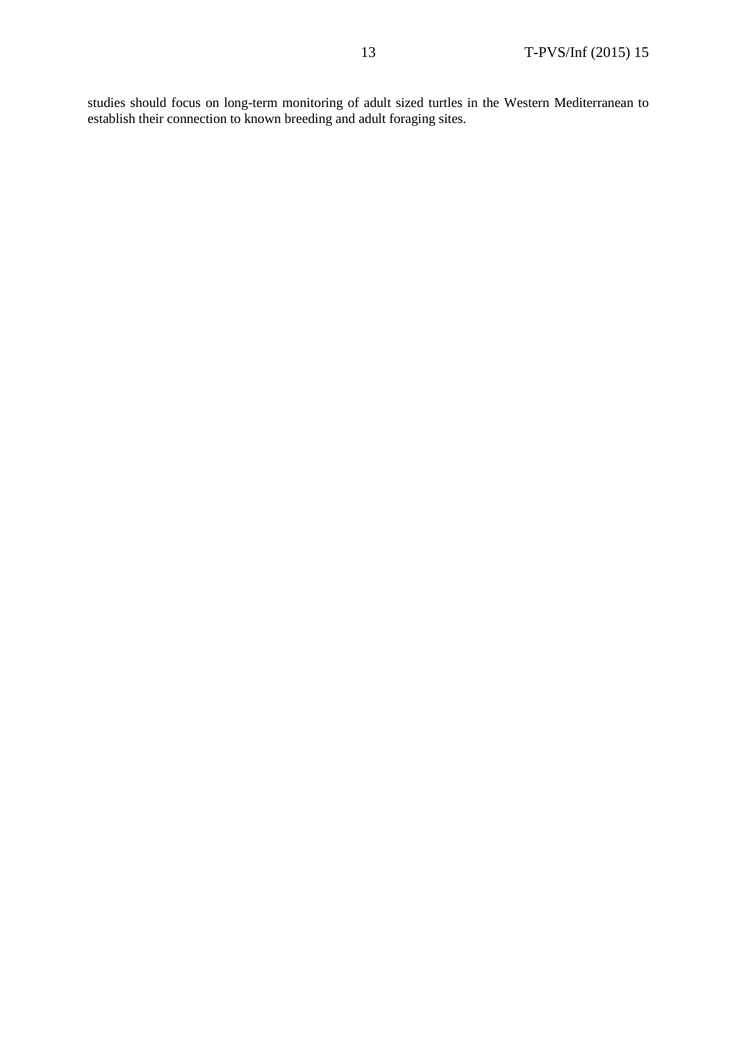studies should focus on long-term monitoring of adult sized turtles in the Western Mediterranean to establish their connection to known breeding and adult foraging sites.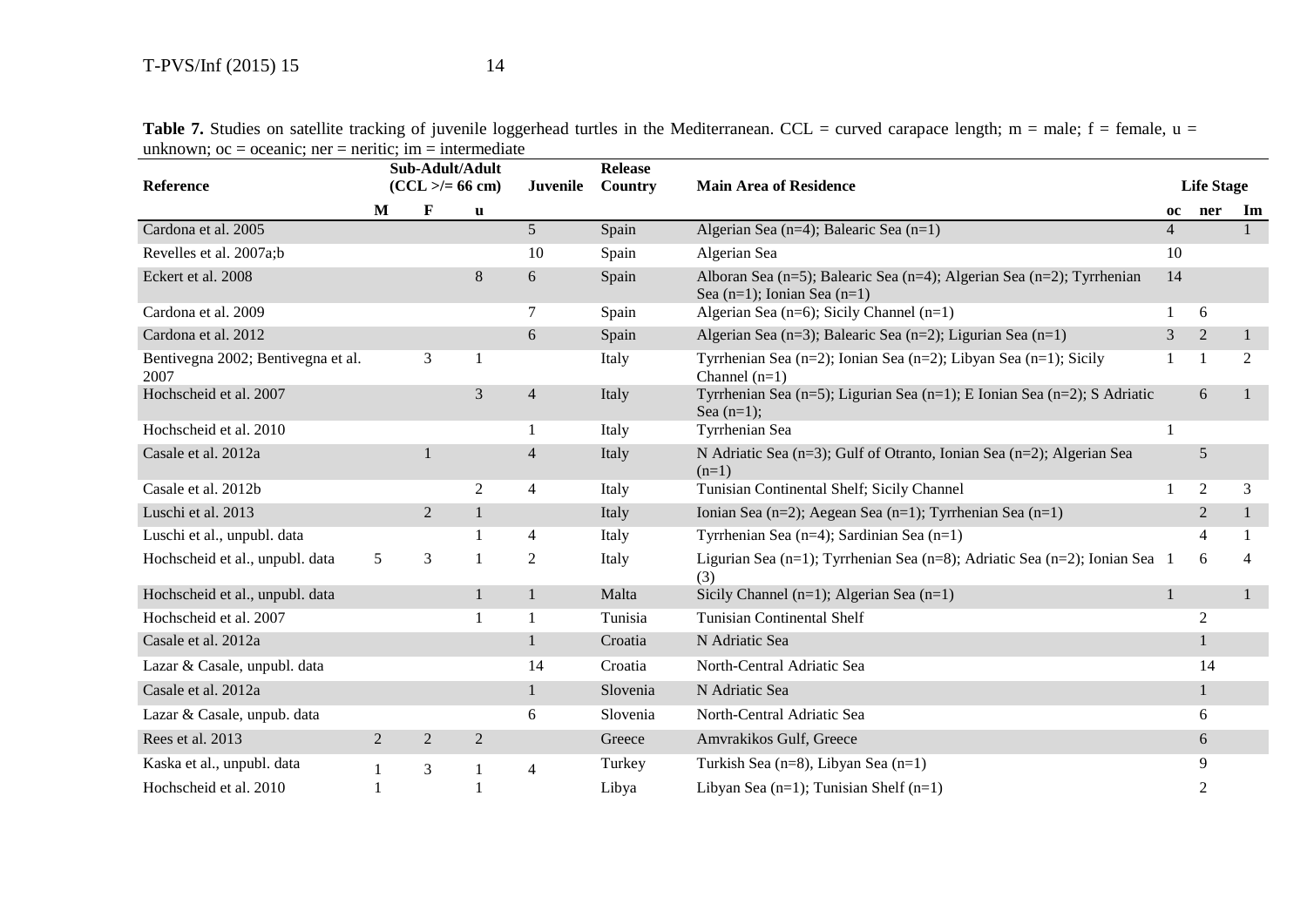**Table 7.** Studies on satellite tracking of juvenile loggerhead turtles in the Mediterranean. CCL = curved carapace length; m = male; f = female, u = unknown; oc = oceanic; ner = neritic; im = intermediate

| Reference | Sub-Adult/Adult (CCL >/= 66 cm) | | | Juvenile | Release Country | Main Area of Residence | Life Stage | | |
|---|---|---|---|---|---|---|---|---|---|
| | M | F | u | | | | oc | ner | Im |
| Cardona et al. 2005 | | | | 5 | Spain | Algerian Sea (n=4); Balearic Sea (n=1) | 4 | | 1 |
| Revelles et al. 2007a;b | | | | 10 | Spain | Algerian Sea | 10 | | |
| Eckert et al. 2008 | | | 8 | 6 | Spain | Alboran Sea (n=5); Balearic Sea (n=4); Algerian Sea (n=2); Tyrrhenian Sea (n=1); Ionian Sea (n=1) | 14 | | |
| Cardona et al. 2009 | | | | 7 | Spain | Algerian Sea (n=6); Sicily Channel (n=1) | 1 | 6 | |
| Cardona et al. 2012 | | | | 6 | Spain | Algerian Sea (n=3); Balearic Sea (n=2); Ligurian Sea (n=1) | 3 | 2 | 1 |
| Bentivegna 2002; Bentivegna et al. 2007 | | 3 | 1 | | Italy | Tyrrhenian Sea (n=2); Ionian Sea (n=2); Libyan Sea (n=1); Sicily Channel (n=1) | 1 | 1 | 2 |
| Hochscheid et al. 2007 | | | 3 | 4 | Italy | Tyrrhenian Sea (n=5); Ligurian Sea (n=1); E Ionian Sea (n=2); S Adriatic Sea (n=1); | | 6 | 1 |
| Hochscheid et al. 2010 | | | | 1 | Italy | Tyrrhenian Sea | 1 | | |
| Casale et al. 2012a | | 1 | | 4 | Italy | N Adriatic Sea (n=3); Gulf of Otranto, Ionian Sea (n=2); Algerian Sea (n=1) | | 5 | |
| Casale et al. 2012b | | | 2 | 4 | Italy | Tunisian Continental Shelf; Sicily Channel | 1 | 2 | 3 |
| Luschi et al. 2013 | | 2 | 1 | | Italy | Ionian Sea (n=2); Aegean Sea (n=1); Tyrrhenian Sea (n=1) | | 2 | 1 |
| Luschi et al., unpubl. data | | | 1 | 4 | Italy | Tyrrhenian Sea (n=4); Sardinian Sea (n=1) | | 4 | 1 |
| Hochscheid et al., unpubl. data | 5 | 3 | 1 | 2 | Italy | Ligurian Sea (n=1); Tyrrhenian Sea (n=8); Adriatic Sea (n=2); Ionian Sea (3) | 1 | 6 | 4 |
| Hochscheid et al., unpubl. data | | | 1 | 1 | Malta | Sicily Channel (n=1); Algerian Sea (n=1) | 1 | | 1 |
| Hochscheid et al. 2007 | | | 1 | 1 | Tunisia | Tunisian Continental Shelf | | 2 | |
| Casale et al. 2012a | | | | 1 | Croatia | N Adriatic Sea | | 1 | |
| Lazar & Casale, unpubl. data | | | | 14 | Croatia | North-Central Adriatic Sea | | 14 | |
| Casale et al. 2012a | | | | 1 | Slovenia | N Adriatic Sea | | 1 | |
| Lazar & Casale, unpub. data | | | | 6 | Slovenia | North-Central Adriatic Sea | | 6 | |
| Rees et al. 2013 | 2 | 2 | 2 | | Greece | Amvrakikos Gulf, Greece | | 6 | |
| Kaska et al., unpubl. data | 1 | 3 | 1 | 4 | Turkey | Turkish Sea (n=8), Libyan Sea (n=1) | | 9 | |
| Hochscheid et al. 2010 | 1 | | 1 | | Libya | Libyan Sea (n=1); Tunisian Shelf (n=1) | | 2 | |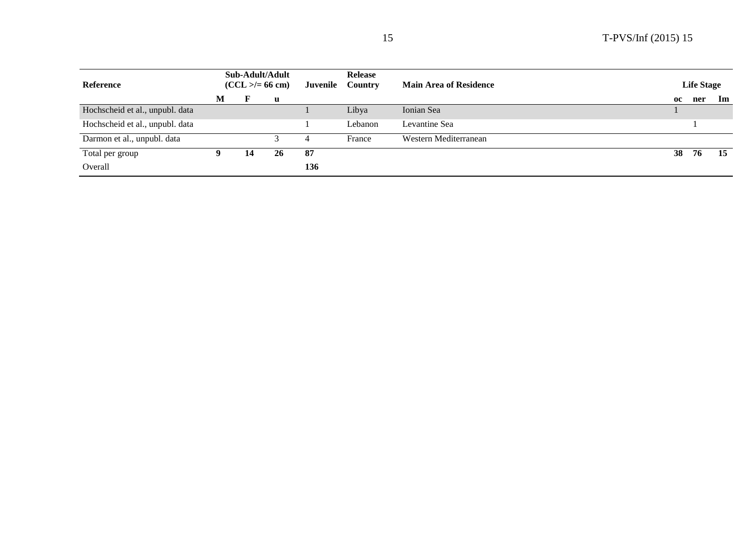| Reference | Sub-Adult/Adult (CCL >/= 66 cm) | | | Juvenile | Release Country | Main Area of Residence | Life Stage | | |
|---|---|---|---|---|---|---|---|---|---|
| | **M** | **F** | **u** | | | | **oc** | **ner** | **Im** |
| Hochscheid et al., unpubl. data | | | | 1 | Libya | Ionian Sea | 1 | | |
| Hochscheid et al., unpubl. data | | | | 1 | Lebanon | Levantine Sea | | 1 | |
| Darmon et al., unpubl. data | | | 3 | 4 | France | Western Mediterranean | | | |
| Total per group | **9** | **14** | **26** | **87** | | | **38** | **76** | **15** |
| Overall | | | | **136** | | | | | |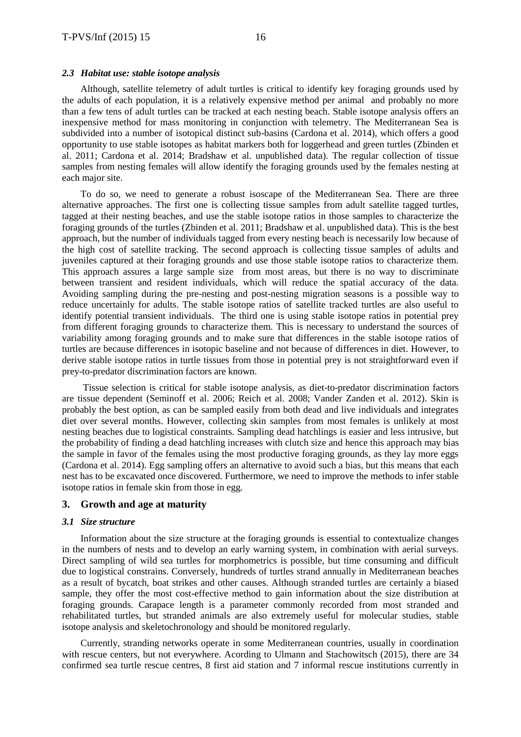### *2.3 Habitat use: stable isotope analysis*

Although, satellite telemetry of adult turtles is critical to identify key foraging grounds used by the adults of each population, it is a relatively expensive method per animal and probably no more than a few tens of adult turtles can be tracked at each nesting beach. Stable isotope analysis offers an inexpensive method for mass monitoring in conjunction with telemetry. The Mediterranean Sea is subdivided into a number of isotopical distinct sub-basins (Cardona et al. 2014), which offers a good opportunity to use stable isotopes as habitat markers both for loggerhead and green turtles (Zbinden et al. 2011; Cardona et al. 2014; Bradshaw et al. unpublished data). The regular collection of tissue samples from nesting females will allow identify the foraging grounds used by the females nesting at each major site.

To do so, we need to generate a robust isoscape of the Mediterranean Sea. There are three alternative approaches. The first one is collecting tissue samples from adult satellite tagged turtles, tagged at their nesting beaches, and use the stable isotope ratios in those samples to characterize the foraging grounds of the turtles (Zbinden et al. 2011; Bradshaw et al. unpublished data). This is the best approach, but the number of individuals tagged from every nesting beach is necessarily low because of the high cost of satellite tracking. The second approach is collecting tissue samples of adults and juveniles captured at their foraging grounds and use those stable isotope ratios to characterize them. This approach assures a large sample size from most areas, but there is no way to discriminate between transient and resident individuals, which will reduce the spatial accuracy of the data. Avoiding sampling during the pre-nesting and post-nesting migration seasons is a possible way to reduce uncertainly for adults. The stable isotope ratios of satellite tracked turtles are also useful to identify potential transient individuals. The third one is using stable isotope ratios in potential prey from different foraging grounds to characterize them. This is necessary to understand the sources of variability among foraging grounds and to make sure that differences in the stable isotope ratios of turtles are because differences in isotopic baseline and not because of differences in diet. However, to derive stable isotope ratios in turtle tissues from those in potential prey is not straightforward even if prey-to-predator discrimination factors are known.

Tissue selection is critical for stable isotope analysis, as diet-to-predator discrimination factors are tissue dependent (Seminoff et al. 2006; Reich et al. 2008; Vander Zanden et al. 2012). Skin is probably the best option, as can be sampled easily from both dead and live individuals and integrates diet over several months. However, collecting skin samples from most females is unlikely at most nesting beaches due to logistical constraints. Sampling dead hatchlings is easier and less intrusive, but the probability of finding a dead hatchling increases with clutch size and hence this approach may bias the sample in favor of the females using the most productive foraging grounds, as they lay more eggs (Cardona et al. 2014). Egg sampling offers an alternative to avoid such a bias, but this means that each nest has to be excavated once discovered. Furthermore, we need to improve the methods to infer stable isotope ratios in female skin from those in egg.

## 3. Growth and age at maturity

### *3.1 Size structure*

Information about the size structure at the foraging grounds is essential to contextualize changes in the numbers of nests and to develop an early warning system, in combination with aerial surveys. Direct sampling of wild sea turtles for morphometrics is possible, but time consuming and difficult due to logistical constrains. Conversely, hundreds of turtles strand annually in Mediterranean beaches as a result of bycatch, boat strikes and other causes. Although stranded turtles are certainly a biased sample, they offer the most cost-effective method to gain information about the size distribution at foraging grounds. Carapace length is a parameter commonly recorded from most stranded and rehabilitated turtles, but stranded animals are also extremely useful for molecular studies, stable isotope analysis and skeletochronology and should be monitored regularly.

Currently, stranding networks operate in some Mediterranean countries, usually in coordination with rescue centers, but not everywhere. Acording to Ulmann and Stachowitsch (2015), there are 34 confirmed sea turtle rescue centres, 8 first aid station and 7 informal rescue institutions currently in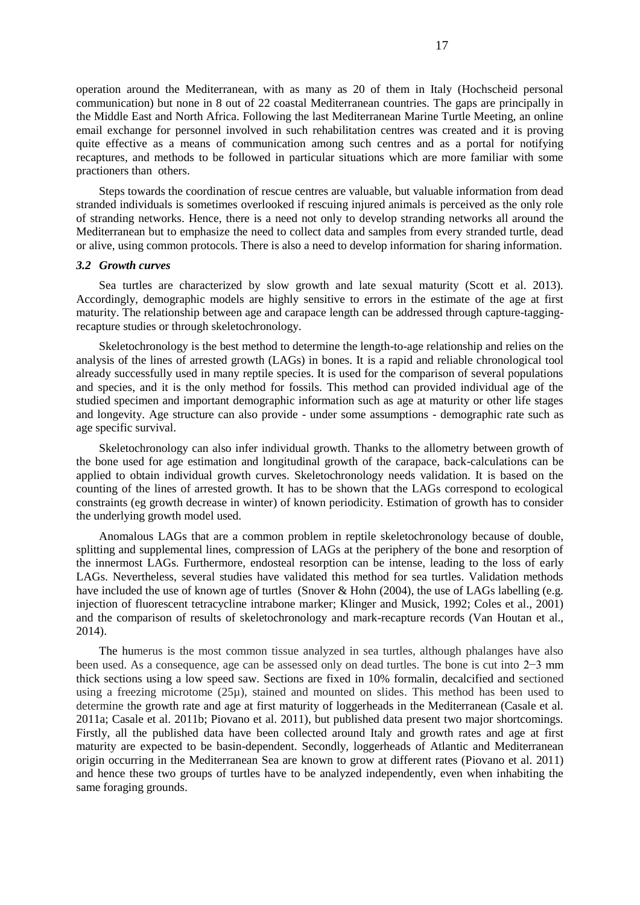operation around the Mediterranean, with as many as 20 of them in Italy (Hochscheid personal communication) but none in 8 out of 22 coastal Mediterranean countries. The gaps are principally in the Middle East and North Africa. Following the last Mediterranean Marine Turtle Meeting, an online email exchange for personnel involved in such rehabilitation centres was created and it is proving quite effective as a means of communication among such centres and as a portal for notifying recaptures, and methods to be followed in particular situations which are more familiar with some practioners than others.

Steps towards the coordination of rescue centres are valuable, but valuable information from dead stranded individuals is sometimes overlooked if rescuing injured animals is perceived as the only role of stranding networks. Hence, there is a need not only to develop stranding networks all around the Mediterranean but to emphasize the need to collect data and samples from every stranded turtle, dead or alive, using common protocols. There is also a need to develop information for sharing information.

### *3.2 Growth curves*

Sea turtles are characterized by slow growth and late sexual maturity (Scott et al. 2013). Accordingly, demographic models are highly sensitive to errors in the estimate of the age at first maturity. The relationship between age and carapace length can be addressed through capture-tagging-recapture studies or through skeletochronology.

Skeletochronology is the best method to determine the length-to-age relationship and relies on the analysis of the lines of arrested growth (LAGs) in bones. It is a rapid and reliable chronological tool already successfully used in many reptile species. It is used for the comparison of several populations and species, and it is the only method for fossils. This method can provided individual age of the studied specimen and important demographic information such as age at maturity or other life stages and longevity. Age structure can also provide - under some assumptions - demographic rate such as age specific survival.

Skeletochronology can also infer individual growth. Thanks to the allometry between growth of the bone used for age estimation and longitudinal growth of the carapace, back-calculations can be applied to obtain individual growth curves. Skeletochronology needs validation. It is based on the counting of the lines of arrested growth. It has to be shown that the LAGs correspond to ecological constraints (eg growth decrease in winter) of known periodicity. Estimation of growth has to consider the underlying growth model used.

Anomalous LAGs that are a common problem in reptile skeletochronology because of double, splitting and supplemental lines, compression of LAGs at the periphery of the bone and resorption of the innermost LAGs. Furthermore, endosteal resorption can be intense, leading to the loss of early LAGs. Nevertheless, several studies have validated this method for sea turtles. Validation methods have included the use of known age of turtles (Snover & Hohn (2004), the use of LAGs labelling (e.g. injection of fluorescent tetracycline intrabone marker; Klinger and Musick, 1992; Coles et al., 2001) and the comparison of results of skeletochronology and mark-recapture records (Van Houtan et al., 2014).

The humerus is the most common tissue analyzed in sea turtles, although phalanges have also been used. As a consequence, age can be assessed only on dead turtles. The bone is cut into 2‒3 mm thick sections using a low speed saw. Sections are fixed in 10% formalin, decalcified and sectioned using a freezing microtome (25µ), stained and mounted on slides. This method has been used to determine the growth rate and age at first maturity of loggerheads in the Mediterranean (Casale et al. 2011a; Casale et al. 2011b; Piovano et al. 2011), but published data present two major shortcomings. Firstly, all the published data have been collected around Italy and growth rates and age at first maturity are expected to be basin-dependent. Secondly, loggerheads of Atlantic and Mediterranean origin occurring in the Mediterranean Sea are known to grow at different rates (Piovano et al. 2011) and hence these two groups of turtles have to be analyzed independently, even when inhabiting the same foraging grounds.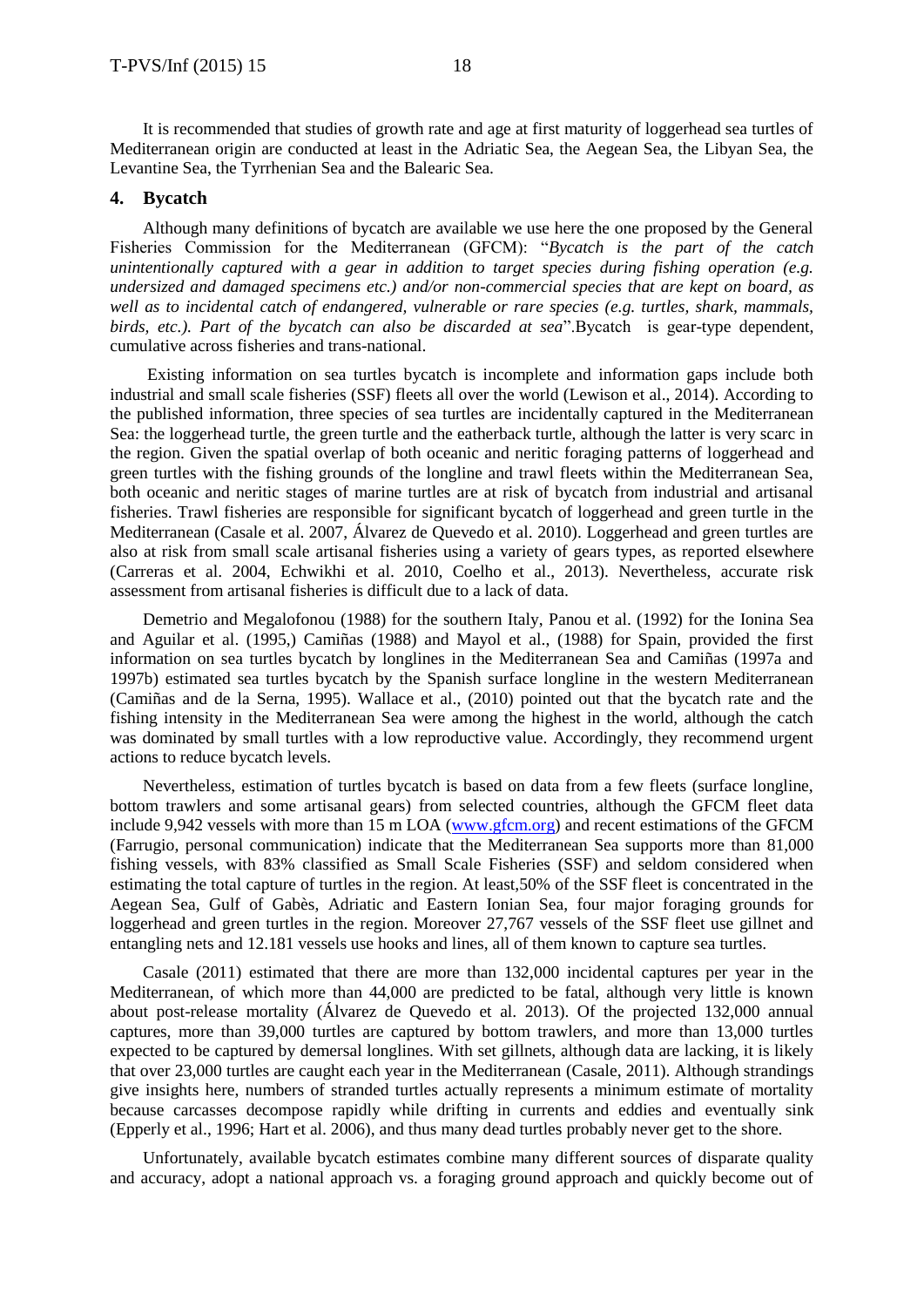It is recommended that studies of growth rate and age at first maturity of loggerhead sea turtles of Mediterranean origin are conducted at least in the Adriatic Sea, the Aegean Sea, the Libyan Sea, the Levantine Sea, the Tyrrhenian Sea and the Balearic Sea.

## 4. Bycatch

Although many definitions of bycatch are available we use here the one proposed by the General Fisheries Commission for the Mediterranean (GFCM): "*Bycatch is the part of the catch unintentionally captured with a gear in addition to target species during fishing operation (e.g. undersized and damaged specimens etc.) and/or non-commercial species that are kept on board, as well as to incidental catch of endangered, vulnerable or rare species (e.g. turtles, shark, mammals, birds, etc.). Part of the bycatch can also be discarded at sea*".Bycatch is gear-type dependent, cumulative across fisheries and trans-national.

Existing information on sea turtles bycatch is incomplete and information gaps include both industrial and small scale fisheries (SSF) fleets all over the world (Lewison et al., 2014). According to the published information, three species of sea turtles are incidentally captured in the Mediterranean Sea: the loggerhead turtle, the green turtle and the eatherback turtle, although the latter is very scarc in the region. Given the spatial overlap of both oceanic and neritic foraging patterns of loggerhead and green turtles with the fishing grounds of the longline and trawl fleets within the Mediterranean Sea, both oceanic and neritic stages of marine turtles are at risk of bycatch from industrial and artisanal fisheries. Trawl fisheries are responsible for significant bycatch of loggerhead and green turtle in the Mediterranean (Casale et al. 2007, Álvarez de Quevedo et al. 2010). Loggerhead and green turtles are also at risk from small scale artisanal fisheries using a variety of gears types, as reported elsewhere (Carreras et al. 2004, Echwikhi et al. 2010, Coelho et al., 2013). Nevertheless, accurate risk assessment from artisanal fisheries is difficult due to a lack of data.

Demetrio and Megalofonou (1988) for the southern Italy, Panou et al. (1992) for the Ionina Sea and Aguilar et al. (1995,) Camiñas (1988) and Mayol et al., (1988) for Spain, provided the first information on sea turtles bycatch by longlines in the Mediterranean Sea and Camiñas (1997a and 1997b) estimated sea turtles bycatch by the Spanish surface longline in the western Mediterranean (Camiñas and de la Serna, 1995). Wallace et al., (2010) pointed out that the bycatch rate and the fishing intensity in the Mediterranean Sea were among the highest in the world, although the catch was dominated by small turtles with a low reproductive value. Accordingly, they recommend urgent actions to reduce bycatch levels.

Nevertheless, estimation of turtles bycatch is based on data from a few fleets (surface longline, bottom trawlers and some artisanal gears) from selected countries, although the GFCM fleet data include 9,942 vessels with more than 15 m LOA (www.gfcm.org) and recent estimations of the GFCM (Farrugio, personal communication) indicate that the Mediterranean Sea supports more than 81,000 fishing vessels, with 83% classified as Small Scale Fisheries (SSF) and seldom considered when estimating the total capture of turtles in the region. At least,50% of the SSF fleet is concentrated in the Aegean Sea, Gulf of Gabès, Adriatic and Eastern Ionian Sea, four major foraging grounds for loggerhead and green turtles in the region. Moreover 27,767 vessels of the SSF fleet use gillnet and entangling nets and 12.181 vessels use hooks and lines, all of them known to capture sea turtles.

Casale (2011) estimated that there are more than 132,000 incidental captures per year in the Mediterranean, of which more than 44,000 are predicted to be fatal, although very little is known about post-release mortality (Álvarez de Quevedo et al. 2013). Of the projected 132,000 annual captures, more than 39,000 turtles are captured by bottom trawlers, and more than 13,000 turtles expected to be captured by demersal longlines. With set gillnets, although data are lacking, it is likely that over 23,000 turtles are caught each year in the Mediterranean (Casale, 2011). Although strandings give insights here, numbers of stranded turtles actually represents a minimum estimate of mortality because carcasses decompose rapidly while drifting in currents and eddies and eventually sink (Epperly et al., 1996; Hart et al. 2006), and thus many dead turtles probably never get to the shore.

Unfortunately, available bycatch estimates combine many different sources of disparate quality and accuracy, adopt a national approach vs. a foraging ground approach and quickly become out of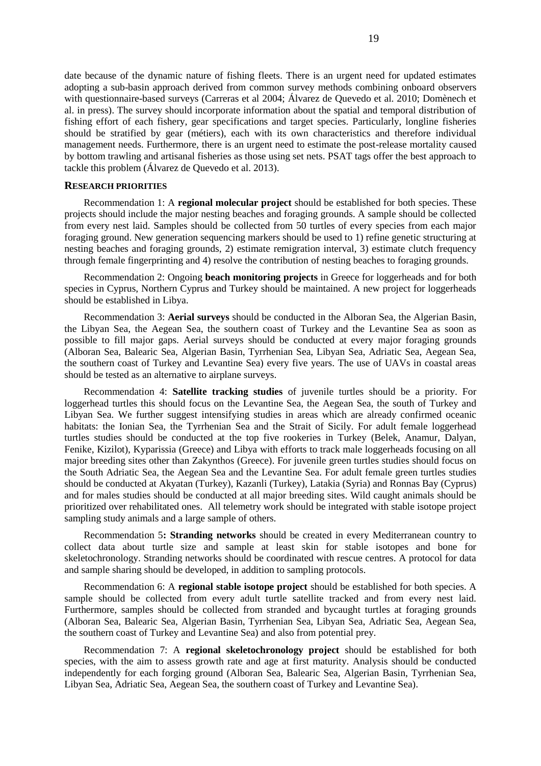date because of the dynamic nature of fishing fleets. There is an urgent need for updated estimates adopting a sub-basin approach derived from common survey methods combining onboard observers with questionnaire-based surveys (Carreras et al 2004; Álvarez de Quevedo et al. 2010; Domènech et al. in press). The survey should incorporate information about the spatial and temporal distribution of fishing effort of each fishery, gear specifications and target species. Particularly, longline fisheries should be stratified by gear (métiers), each with its own characteristics and therefore individual management needs. Furthermore, there is an urgent need to estimate the post-release mortality caused by bottom trawling and artisanal fisheries as those using set nets. PSAT tags offer the best approach to tackle this problem (Álvarez de Quevedo et al. 2013).

## RESEARCH PRIORITIES

Recommendation 1: A **regional molecular project** should be established for both species. These projects should include the major nesting beaches and foraging grounds. A sample should be collected from every nest laid. Samples should be collected from 50 turtles of every species from each major foraging ground. New generation sequencing markers should be used to 1) refine genetic structuring at nesting beaches and foraging grounds, 2) estimate remigration interval, 3) estimate clutch frequency through female fingerprinting and 4) resolve the contribution of nesting beaches to foraging grounds.

Recommendation 2: Ongoing **beach monitoring projects** in Greece for loggerheads and for both species in Cyprus, Northern Cyprus and Turkey should be maintained. A new project for loggerheads should be established in Libya.

Recommendation 3: **Aerial surveys** should be conducted in the Alboran Sea, the Algerian Basin, the Libyan Sea, the Aegean Sea, the southern coast of Turkey and the Levantine Sea as soon as possible to fill major gaps. Aerial surveys should be conducted at every major foraging grounds (Alboran Sea, Balearic Sea, Algerian Basin, Tyrrhenian Sea, Libyan Sea, Adriatic Sea, Aegean Sea, the southern coast of Turkey and Levantine Sea) every five years. The use of UAVs in coastal areas should be tested as an alternative to airplane surveys.

Recommendation 4: **Satellite tracking studies** of juvenile turtles should be a priority. For loggerhead turtles this should focus on the Levantine Sea, the Aegean Sea, the south of Turkey and Libyan Sea. We further suggest intensifying studies in areas which are already confirmed oceanic habitats: the Ionian Sea, the Tyrrhenian Sea and the Strait of Sicily. For adult female loggerhead turtles studies should be conducted at the top five rookeries in Turkey (Belek, Anamur, Dalyan, Fenike, Kizilot), Kyparissia (Greece) and Libya with efforts to track male loggerheads focusing on all major breeding sites other than Zakynthos (Greece). For juvenile green turtles studies should focus on the South Adriatic Sea, the Aegean Sea and the Levantine Sea. For adult female green turtles studies should be conducted at Akyatan (Turkey), Kazanli (Turkey), Latakia (Syria) and Ronnas Bay (Cyprus) and for males studies should be conducted at all major breeding sites. Wild caught animals should be prioritized over rehabilitated ones. All telemetry work should be integrated with stable isotope project sampling study animals and a large sample of others.

Recommendation 5**: Stranding networks** should be created in every Mediterranean country to collect data about turtle size and sample at least skin for stable isotopes and bone for skeletochronology. Stranding networks should be coordinated with rescue centres. A protocol for data and sample sharing should be developed, in addition to sampling protocols.

Recommendation 6: A **regional stable isotope project** should be established for both species. A sample should be collected from every adult turtle satellite tracked and from every nest laid. Furthermore, samples should be collected from stranded and bycaught turtles at foraging grounds (Alboran Sea, Balearic Sea, Algerian Basin, Tyrrhenian Sea, Libyan Sea, Adriatic Sea, Aegean Sea, the southern coast of Turkey and Levantine Sea) and also from potential prey.

Recommendation 7: A **regional skeletochronology project** should be established for both species, with the aim to assess growth rate and age at first maturity. Analysis should be conducted independently for each forging ground (Alboran Sea, Balearic Sea, Algerian Basin, Tyrrhenian Sea, Libyan Sea, Adriatic Sea, Aegean Sea, the southern coast of Turkey and Levantine Sea).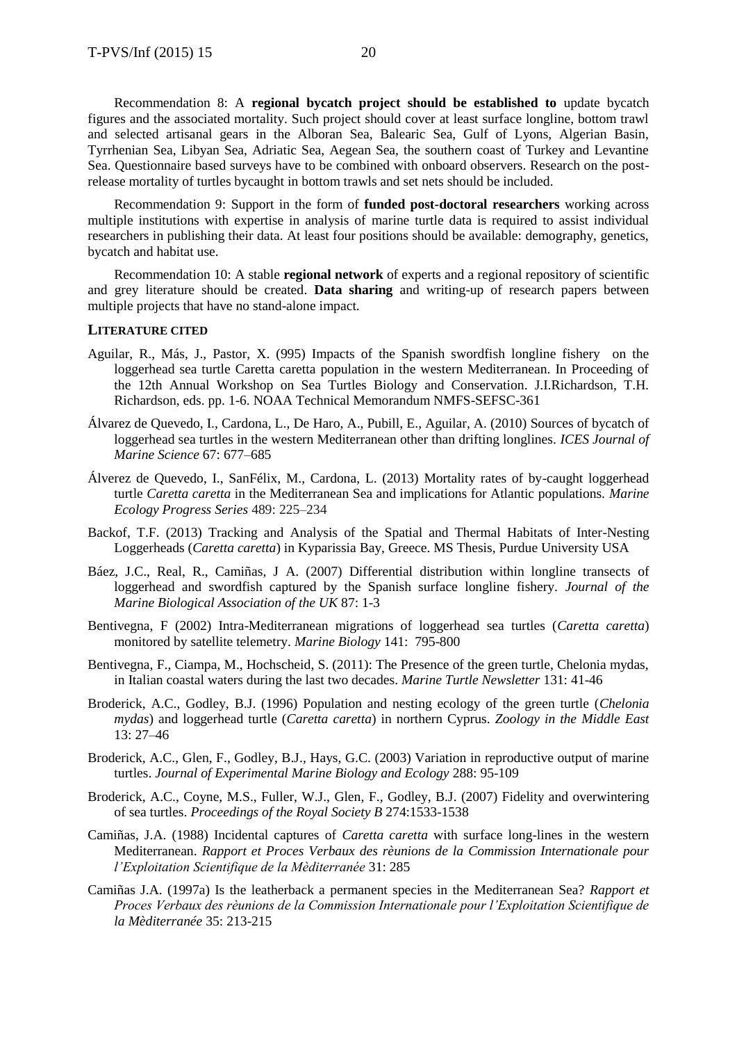Recommendation 8: A **regional bycatch project should be established to** update bycatch figures and the associated mortality. Such project should cover at least surface longline, bottom trawl and selected artisanal gears in the Alboran Sea, Balearic Sea, Gulf of Lyons, Algerian Basin, Tyrrhenian Sea, Libyan Sea, Adriatic Sea, Aegean Sea, the southern coast of Turkey and Levantine Sea. Questionnaire based surveys have to be combined with onboard observers. Research on the post-release mortality of turtles bycaught in bottom trawls and set nets should be included.

Recommendation 9: Support in the form of **funded post-doctoral researchers** working across multiple institutions with expertise in analysis of marine turtle data is required to assist individual researchers in publishing their data. At least four positions should be available: demography, genetics, bycatch and habitat use.

Recommendation 10: A stable **regional network** of experts and a regional repository of scientific and grey literature should be created. **Data sharing** and writing-up of research papers between multiple projects that have no stand-alone impact.

## LITERATURE CITED

Aguilar, R., Más, J., Pastor, X. (995) Impacts of the Spanish swordfish longline fishery on the loggerhead sea turtle Caretta caretta population in the western Mediterranean. In Proceeding of the 12th Annual Workshop on Sea Turtles Biology and Conservation. J.I.Richardson, T.H. Richardson, eds. pp. 1-6. NOAA Technical Memorandum NMFS-SEFSC-361

Álvarez de Quevedo, I., Cardona, L., De Haro, A., Pubill, E., Aguilar, A. (2010) Sources of bycatch of loggerhead sea turtles in the western Mediterranean other than drifting longlines. *ICES Journal of Marine Science* 67: 677–685

Álverez de Quevedo, I., SanFélix, M., Cardona, L. (2013) Mortality rates of by-caught loggerhead turtle *Caretta caretta* in the Mediterranean Sea and implications for Atlantic populations. *Marine Ecology Progress Series* 489: 225–234

Backof, T.F. (2013) Tracking and Analysis of the Spatial and Thermal Habitats of Inter-Nesting Loggerheads (*Caretta caretta*) in Kyparissia Bay, Greece. MS Thesis, Purdue University USA

Báez, J.C., Real, R., Camiñas, J A. (2007) Differential distribution within longline transects of loggerhead and swordfish captured by the Spanish surface longline fishery. *Journal of the Marine Biological Association of the UK* 87: 1-3

Bentivegna, F (2002) Intra-Mediterranean migrations of loggerhead sea turtles (*Caretta caretta*) monitored by satellite telemetry. *Marine Biology* 141: 795-800

Bentivegna, F., Ciampa, M., Hochscheid, S. (2011): The Presence of the green turtle, Chelonia mydas, in Italian coastal waters during the last two decades. *Marine Turtle Newsletter* 131: 41-46

Broderick, A.C., Godley, B.J. (1996) Population and nesting ecology of the green turtle (*Chelonia mydas*) and loggerhead turtle (*Caretta caretta*) in northern Cyprus. *Zoology in the Middle East* 13: 27–46

Broderick, A.C., Glen, F., Godley, B.J., Hays, G.C. (2003) Variation in reproductive output of marine turtles. *Journal of Experimental Marine Biology and Ecology* 288: 95-109

Broderick, A.C., Coyne, M.S., Fuller, W.J., Glen, F., Godley, B.J. (2007) Fidelity and overwintering of sea turtles. *Proceedings of the Royal Society B* 274:1533-1538

Camiñas, J.A. (1988) Incidental captures of *Caretta caretta* with surface long-lines in the western Mediterranean. *Rapport et Proces Verbaux des rèunions de la Commission Internationale pour l'Exploitation Scientifique de la Mèditerranée* 31: 285

Camiñas J.A. (1997a) Is the leatherback a permanent species in the Mediterranean Sea? *Rapport et Proces Verbaux des rèunions de la Commission Internationale pour l'Exploitation Scientifique de la Mèditerranée* 35: 213-215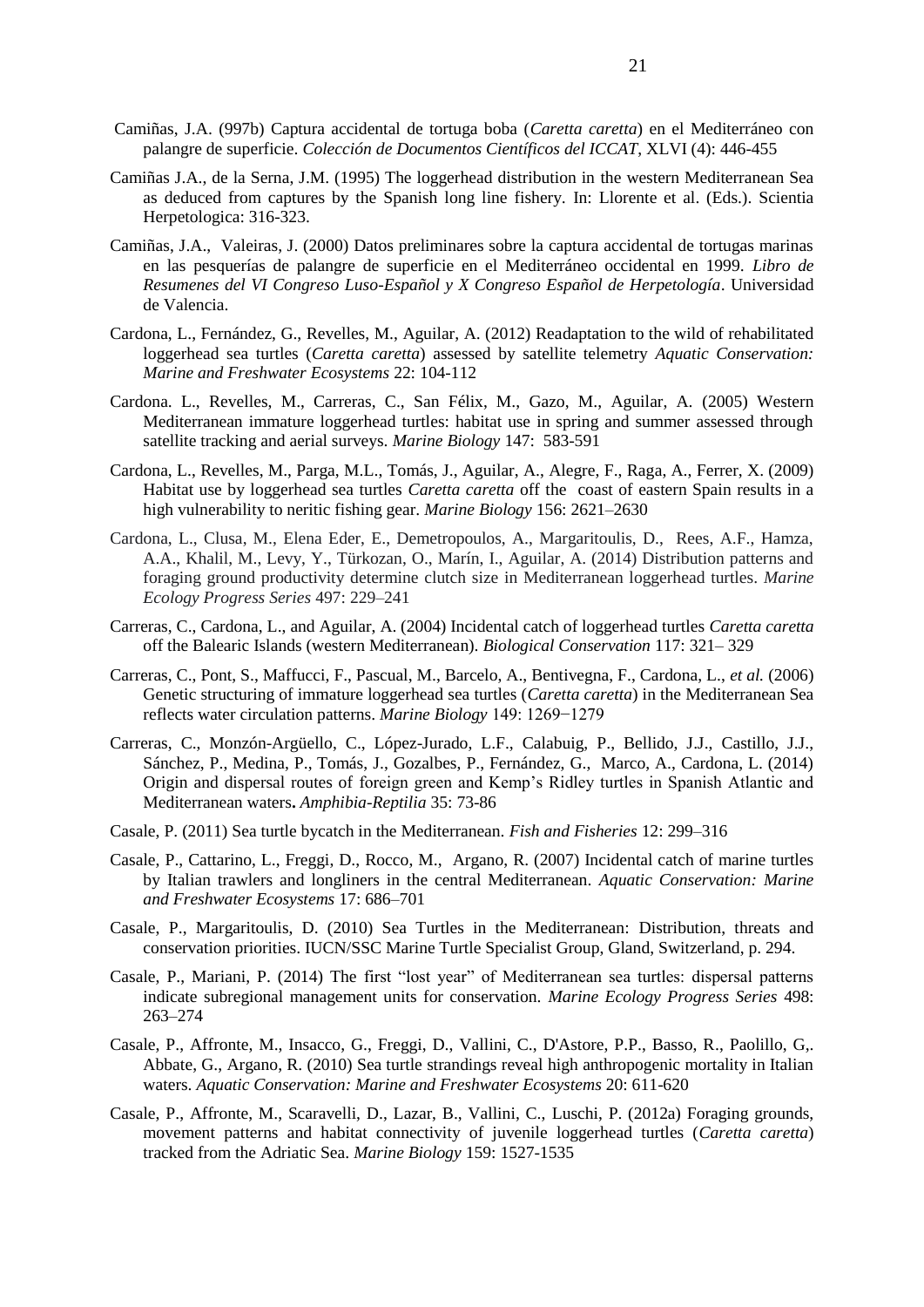Camiñas, J.A. (997b) Captura accidental de tortuga boba (*Caretta caretta*) en el Mediterráneo con palangre de superficie. *Colección de Documentos Científicos del ICCAT*, XLVI (4): 446-455

Camiñas J.A., de la Serna, J.M. (1995) The loggerhead distribution in the western Mediterranean Sea as deduced from captures by the Spanish long line fishery. In: Llorente et al. (Eds.). Scientia Herpetologica: 316-323.

Camiñas, J.A., Valeiras, J. (2000) Datos preliminares sobre la captura accidental de tortugas marinas en las pesquerías de palangre de superficie en el Mediterráneo occidental en 1999. *Libro de Resumenes del VI Congreso Luso-Español y X Congreso Español de Herpetología*. Universidad de Valencia.

Cardona, L., Fernández, G., Revelles, M., Aguilar, A. (2012) Readaptation to the wild of rehabilitated loggerhead sea turtles (*Caretta caretta*) assessed by satellite telemetry *Aquatic Conservation: Marine and Freshwater Ecosystems* 22: 104-112

Cardona. L., Revelles, M., Carreras, C., San Félix, M., Gazo, M., Aguilar, A. (2005) Western Mediterranean immature loggerhead turtles: habitat use in spring and summer assessed through satellite tracking and aerial surveys. *Marine Biology* 147: 583-591

Cardona, L., Revelles, M., Parga, M.L., Tomás, J., Aguilar, A., Alegre, F., Raga, A., Ferrer, X. (2009) Habitat use by loggerhead sea turtles *Caretta caretta* off the coast of eastern Spain results in a high vulnerability to neritic fishing gear. *Marine Biology* 156: 2621–2630

Cardona, L., Clusa, M., Elena Eder, E., Demetropoulos, A., Margaritoulis, D., Rees, A.F., Hamza, A.A., Khalil, M., Levy, Y., Türkozan, O., Marín, I., Aguilar, A. (2014) Distribution patterns and foraging ground productivity determine clutch size in Mediterranean loggerhead turtles. *Marine Ecology Progress Series* 497: 229–241

Carreras, C., Cardona, L., and Aguilar, A. (2004) Incidental catch of loggerhead turtles *Caretta caretta* off the Balearic Islands (western Mediterranean). *Biological Conservation* 117: 321– 329

Carreras, C., Pont, S., Maffucci, F., Pascual, M., Barcelo, A., Bentivegna, F., Cardona, L., *et al.* (2006) Genetic structuring of immature loggerhead sea turtles (*Caretta caretta*) in the Mediterranean Sea reflects water circulation patterns. *Marine Biology* 149: 1269−1279

Carreras, C., Monzón-Argüello, C., López-Jurado, L.F., Calabuig, P., Bellido, J.J., Castillo, J.J., Sánchez, P., Medina, P., Tomás, J., Gozalbes, P., Fernández, G., Marco, A., Cardona, L. (2014) Origin and dispersal routes of foreign green and Kemp's Ridley turtles in Spanish Atlantic and Mediterranean waters**.** *Amphibia-Reptilia* 35: 73-86

Casale, P. (2011) Sea turtle bycatch in the Mediterranean. *Fish and Fisheries* 12: 299–316

Casale, P., Cattarino, L., Freggi, D., Rocco, M., Argano, R. (2007) Incidental catch of marine turtles by Italian trawlers and longliners in the central Mediterranean. *Aquatic Conservation: Marine and Freshwater Ecosystems* 17: 686–701

Casale, P., Margaritoulis, D. (2010) Sea Turtles in the Mediterranean: Distribution, threats and conservation priorities. IUCN/SSC Marine Turtle Specialist Group, Gland, Switzerland, p. 294.

Casale, P., Mariani, P. (2014) The first "lost year" of Mediterranean sea turtles: dispersal patterns indicate subregional management units for conservation. *Marine Ecology Progress Series* 498: 263–274

Casale, P., Affronte, M., Insacco, G., Freggi, D., Vallini, C., D'Astore, P.P., Basso, R., Paolillo, G,. Abbate, G., Argano, R. (2010) Sea turtle strandings reveal high anthropogenic mortality in Italian waters. *Aquatic Conservation: Marine and Freshwater Ecosystems* 20: 611-620

Casale, P., Affronte, M., Scaravelli, D., Lazar, B., Vallini, C., Luschi, P. (2012a) Foraging grounds, movement patterns and habitat connectivity of juvenile loggerhead turtles (*Caretta caretta*) tracked from the Adriatic Sea. *Marine Biology* 159: 1527-1535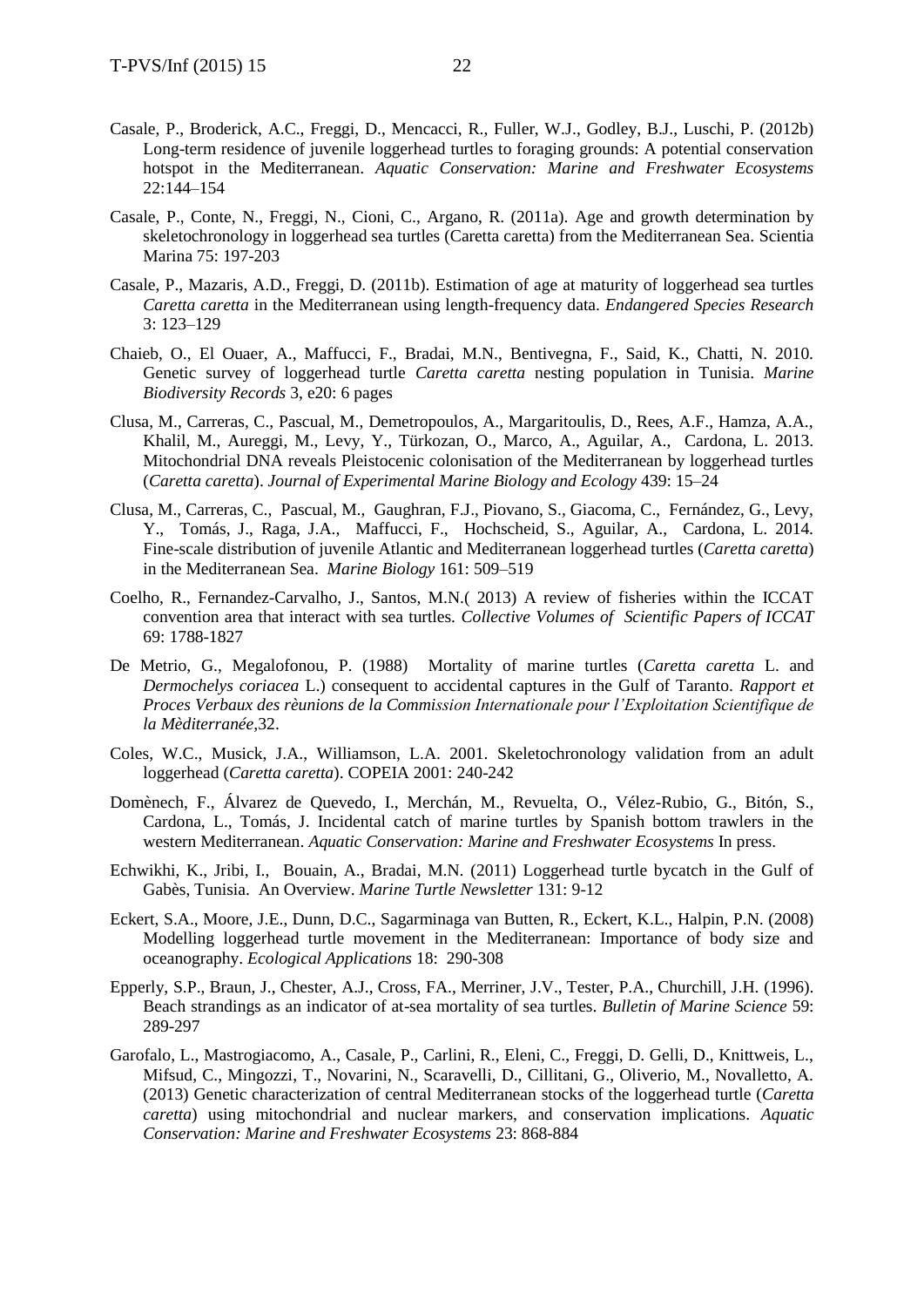Casale, P., Broderick, A.C., Freggi, D., Mencacci, R., Fuller, W.J., Godley, B.J., Luschi, P. (2012b) Long-term residence of juvenile loggerhead turtles to foraging grounds: A potential conservation hotspot in the Mediterranean. *Aquatic Conservation: Marine and Freshwater Ecosystems* 22:144–154

Casale, P., Conte, N., Freggi, N., Cioni, C., Argano, R. (2011a). Age and growth determination by skeletochronology in loggerhead sea turtles (Caretta caretta) from the Mediterranean Sea. Scientia Marina 75: 197-203

Casale, P., Mazaris, A.D., Freggi, D. (2011b). Estimation of age at maturity of loggerhead sea turtles *Caretta caretta* in the Mediterranean using length-frequency data. *Endangered Species Research* 3: 123–129

Chaieb, O., El Ouaer, A., Maffucci, F., Bradai, M.N., Bentivegna, F., Said, K., Chatti, N. 2010. Genetic survey of loggerhead turtle *Caretta caretta* nesting population in Tunisia. *Marine Biodiversity Records* 3, e20: 6 pages

Clusa, M., Carreras, C., Pascual, M., Demetropoulos, A., Margaritoulis, D., Rees, A.F., Hamza, A.A., Khalil, M., Aureggi, M., Levy, Y., Türkozan, O., Marco, A., Aguilar, A., Cardona, L. 2013. Mitochondrial DNA reveals Pleistocenic colonisation of the Mediterranean by loggerhead turtles (*Caretta caretta*). *Journal of Experimental Marine Biology and Ecology* 439: 15–24

Clusa, M., Carreras, C., Pascual, M., Gaughran, F.J., Piovano, S., Giacoma, C., Fernández, G., Levy, Y., Tomás, J., Raga, J.A., Maffucci, F., Hochscheid, S., Aguilar, A., Cardona, L. 2014. Fine-scale distribution of juvenile Atlantic and Mediterranean loggerhead turtles (*Caretta caretta*) in the Mediterranean Sea. *Marine Biology* 161: 509–519

Coelho, R., Fernandez-Carvalho, J., Santos, M.N.( 2013) A review of fisheries within the ICCAT convention area that interact with sea turtles. *Collective Volumes of Scientific Papers of ICCAT* 69: 1788-1827

De Metrio, G., Megalofonou, P. (1988) Mortality of marine turtles (*Caretta caretta* L. and *Dermochelys coriacea* L.) consequent to accidental captures in the Gulf of Taranto. *Rapport et Proces Verbaux des rèunions de la Commission Internationale pour l'Exploitation Scientifique de la Mèditerranée*,32.

Coles, W.C., Musick, J.A., Williamson, L.A. 2001. Skeletochronology validation from an adult loggerhead (*Caretta caretta*). COPEIA 2001: 240-242

Domènech, F., Álvarez de Quevedo, I., Merchán, M., Revuelta, O., Vélez-Rubio, G., Bitón, S., Cardona, L., Tomás, J. Incidental catch of marine turtles by Spanish bottom trawlers in the western Mediterranean. *Aquatic Conservation: Marine and Freshwater Ecosystems* In press.

Echwikhi, K., Jribi, I., Bouain, A., Bradai, M.N. (2011) Loggerhead turtle bycatch in the Gulf of Gabès, Tunisia. An Overview. *Marine Turtle Newsletter* 131: 9-12

Eckert, S.A., Moore, J.E., Dunn, D.C., Sagarminaga van Butten, R., Eckert, K.L., Halpin, P.N. (2008) Modelling loggerhead turtle movement in the Mediterranean: Importance of body size and oceanography. *Ecological Applications* 18: 290-308

Epperly, S.P., Braun, J., Chester, A.J., Cross, FA., Merriner, J.V., Tester, P.A., Churchill, J.H. (1996). Beach strandings as an indicator of at-sea mortality of sea turtles. *Bulletin of Marine Science* 59: 289-297

Garofalo, L., Mastrogiacomo, A., Casale, P., Carlini, R., Eleni, C., Freggi, D. Gelli, D., Knittweis, L., Mifsud, C., Mingozzi, T., Novarini, N., Scaravelli, D., Cillitani, G., Oliverio, M., Novalletto, A. (2013) Genetic characterization of central Mediterranean stocks of the loggerhead turtle (*Caretta caretta*) using mitochondrial and nuclear markers, and conservation implications. *Aquatic Conservation: Marine and Freshwater Ecosystems* 23: 868-884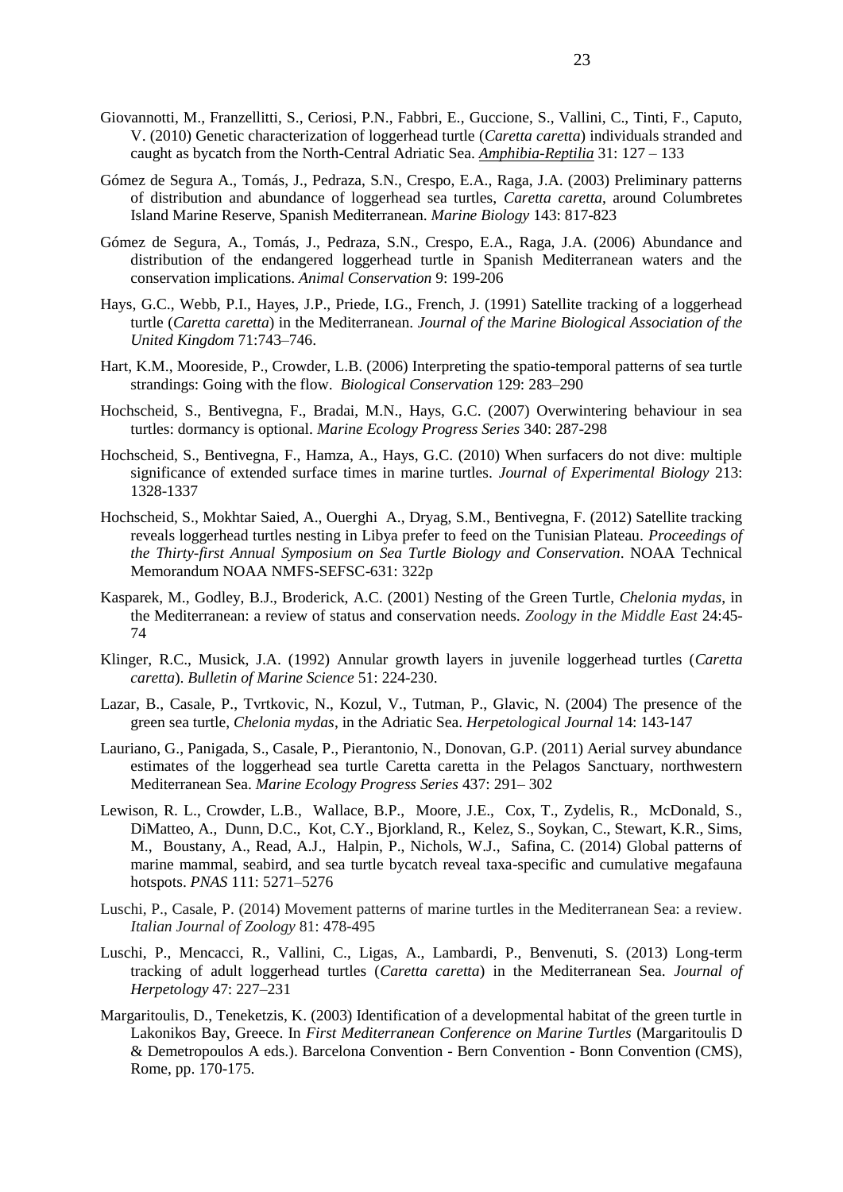Giovannotti, M., Franzellitti, S., Ceriosi, P.N., Fabbri, E., Guccione, S., Vallini, C., Tinti, F., Caputo, V. (2010) Genetic characterization of loggerhead turtle (*Caretta caretta*) individuals stranded and caught as bycatch from the North-Central Adriatic Sea. *Amphibia-Reptilia* 31: 127 – 133

Gómez de Segura A., Tomás, J., Pedraza, S.N., Crespo, E.A., Raga, J.A. (2003) Preliminary patterns of distribution and abundance of loggerhead sea turtles, *Caretta caretta*, around Columbretes Island Marine Reserve, Spanish Mediterranean. *Marine Biology* 143: 817-823

Gómez de Segura, A., Tomás, J., Pedraza, S.N., Crespo, E.A., Raga, J.A. (2006) Abundance and distribution of the endangered loggerhead turtle in Spanish Mediterranean waters and the conservation implications. *Animal Conservation* 9: 199-206

Hays, G.C., Webb, P.I., Hayes, J.P., Priede, I.G., French, J. (1991) Satellite tracking of a loggerhead turtle (*Caretta caretta*) in the Mediterranean. *Journal of the Marine Biological Association of the United Kingdom* 71:743–746.

Hart, K.M., Mooreside, P., Crowder, L.B. (2006) Interpreting the spatio-temporal patterns of sea turtle strandings: Going with the flow. *Biological Conservation* 129: 283–290

Hochscheid, S., Bentivegna, F., Bradai, M.N., Hays, G.C. (2007) Overwintering behaviour in sea turtles: dormancy is optional. *Marine Ecology Progress Series* 340: 287-298

Hochscheid, S., Bentivegna, F., Hamza, A., Hays, G.C. (2010) When surfacers do not dive: multiple significance of extended surface times in marine turtles. *Journal of Experimental Biology* 213: 1328-1337

Hochscheid, S., Mokhtar Saied, A., Ouerghi A., Dryag, S.M., Bentivegna, F. (2012) Satellite tracking reveals loggerhead turtles nesting in Libya prefer to feed on the Tunisian Plateau. *Proceedings of the Thirty-first Annual Symposium on Sea Turtle Biology and Conservation*. NOAA Technical Memorandum NOAA NMFS-SEFSC-631: 322p

Kasparek, M., Godley, B.J., Broderick, A.C. (2001) Nesting of the Green Turtle, *Chelonia mydas*, in the Mediterranean: a review of status and conservation needs. *Zoology in the Middle East* 24:45-74

Klinger, R.C., Musick, J.A. (1992) Annular growth layers in juvenile loggerhead turtles (*Caretta caretta*). *Bulletin of Marine Science* 51: 224-230.

Lazar, B., Casale, P., Tvrtkovic, N., Kozul, V., Tutman, P., Glavic, N. (2004) The presence of the green sea turtle, *Chelonia mydas*, in the Adriatic Sea. *Herpetological Journal* 14: 143-147

Lauriano, G., Panigada, S., Casale, P., Pierantonio, N., Donovan, G.P. (2011) Aerial survey abundance estimates of the loggerhead sea turtle Caretta caretta in the Pelagos Sanctuary, northwestern Mediterranean Sea. *Marine Ecology Progress Series* 437: 291– 302

Lewison, R. L., Crowder, L.B., Wallace, B.P., Moore, J.E., Cox, T., Zydelis, R., McDonald, S., DiMatteo, A., Dunn, D.C., Kot, C.Y., Bjorkland, R., Kelez, S., Soykan, C., Stewart, K.R., Sims, M., Boustany, A., Read, A.J., Halpin, P., Nichols, W.J., Safina, C. (2014) Global patterns of marine mammal, seabird, and sea turtle bycatch reveal taxa-specific and cumulative megafauna hotspots. *PNAS* 111: 5271–5276

Luschi, P., Casale, P. (2014) Movement patterns of marine turtles in the Mediterranean Sea: a review. *Italian Journal of Zoology* 81: 478-495

Luschi, P., Mencacci, R., Vallini, C., Ligas, A., Lambardi, P., Benvenuti, S. (2013) Long-term tracking of adult loggerhead turtles (*Caretta caretta*) in the Mediterranean Sea. *Journal of Herpetology* 47: 227–231

Margaritoulis, D., Teneketzis, K. (2003) Identification of a developmental habitat of the green turtle in Lakonikos Bay, Greece. In *First Mediterranean Conference on Marine Turtles* (Margaritoulis D & Demetropoulos A eds.). Barcelona Convention - Bern Convention - Bonn Convention (CMS), Rome, pp. 170-175.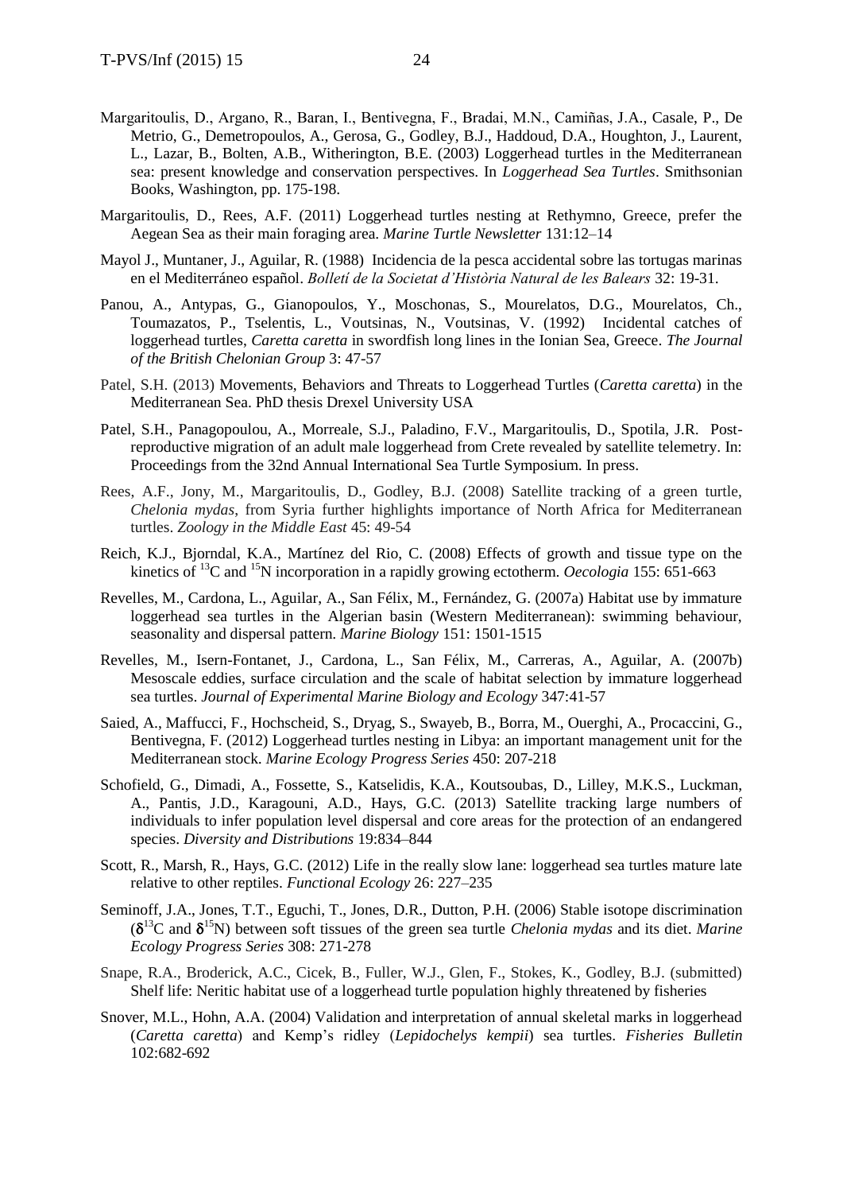Margaritoulis, D., Argano, R., Baran, I., Bentivegna, F., Bradai, M.N., Camiñas, J.A., Casale, P., De Metrio, G., Demetropoulos, A., Gerosa, G., Godley, B.J., Haddoud, D.A., Houghton, J., Laurent, L., Lazar, B., Bolten, A.B., Witherington, B.E. (2003) Loggerhead turtles in the Mediterranean sea: present knowledge and conservation perspectives. In *Loggerhead Sea Turtles*. Smithsonian Books, Washington, pp. 175-198.

Margaritoulis, D., Rees, A.F. (2011) Loggerhead turtles nesting at Rethymno, Greece, prefer the Aegean Sea as their main foraging area. *Marine Turtle Newsletter* 131:12–14

Mayol J., Muntaner, J., Aguilar, R. (1988) Incidencia de la pesca accidental sobre las tortugas marinas en el Mediterráneo español. *Bolletí de la Societat d'Història Natural de les Balears* 32: 19-31.

Panou, A., Antypas, G., Gianopoulos, Y., Moschonas, S., Mourelatos, D.G., Mourelatos, Ch., Toumazatos, P., Tselentis, L., Voutsinas, N., Voutsinas, V. (1992) Incidental catches of loggerhead turtles, *Caretta caretta* in swordfish long lines in the Ionian Sea, Greece. *The Journal of the British Chelonian Group* 3: 47-57

Patel, S.H. (2013) Movements, Behaviors and Threats to Loggerhead Turtles (*Caretta caretta*) in the Mediterranean Sea. PhD thesis Drexel University USA

Patel, S.H., Panagopoulou, A., Morreale, S.J., Paladino, F.V., Margaritoulis, D., Spotila, J.R. Post-reproductive migration of an adult male loggerhead from Crete revealed by satellite telemetry. In: Proceedings from the 32nd Annual International Sea Turtle Symposium. In press.

Rees, A.F., Jony, M., Margaritoulis, D., Godley, B.J. (2008) Satellite tracking of a green turtle, *Chelonia mydas*, from Syria further highlights importance of North Africa for Mediterranean turtles. *Zoology in the Middle East* 45: 49-54

Reich, K.J., Bjorndal, K.A., Martínez del Rio, C. (2008) Effects of growth and tissue type on the kinetics of $^{13}C$ and $^{15}N$ incorporation in a rapidly growing ectotherm. *Oecologia* 155: 651-663

Revelles, M., Cardona, L., Aguilar, A., San Félix, M., Fernández, G. (2007a) Habitat use by immature loggerhead sea turtles in the Algerian basin (Western Mediterranean): swimming behaviour, seasonality and dispersal pattern. *Marine Biology* 151: 1501-1515

Revelles, M., Isern-Fontanet, J., Cardona, L., San Félix, M., Carreras, A., Aguilar, A. (2007b) Mesoscale eddies, surface circulation and the scale of habitat selection by immature loggerhead sea turtles. *Journal of Experimental Marine Biology and Ecology* 347:41-57

Saied, A., Maffucci, F., Hochscheid, S., Dryag, S., Swayeb, B., Borra, M., Ouerghi, A., Procaccini, G., Bentivegna, F. (2012) Loggerhead turtles nesting in Libya: an important management unit for the Mediterranean stock. *Marine Ecology Progress Series* 450: 207-218

Schofield, G., Dimadi, A., Fossette, S., Katselidis, K.A., Koutsoubas, D., Lilley, M.K.S., Luckman, A., Pantis, J.D., Karagouni, A.D., Hays, G.C. (2013) Satellite tracking large numbers of individuals to infer population level dispersal and core areas for the protection of an endangered species. *Diversity and Distributions* 19:834–844

Scott, R., Marsh, R., Hays, G.C. (2012) Life in the really slow lane: loggerhead sea turtles mature late relative to other reptiles. *Functional Ecology* 26: 227–235

Seminoff, J.A., Jones, T.T., Eguchi, T., Jones, D.R., Dutton, P.H. (2006) Stable isotope discrimination ($\delta^{13}C$ and $\delta^{15}N$) between soft tissues of the green sea turtle *Chelonia mydas* and its diet. *Marine Ecology Progress Series* 308: 271-278

Snape, R.A., Broderick, A.C., Cicek, B., Fuller, W.J., Glen, F., Stokes, K., Godley, B.J. (submitted) Shelf life: Neritic habitat use of a loggerhead turtle population highly threatened by fisheries

Snover, M.L., Hohn, A.A. (2004) Validation and interpretation of annual skeletal marks in loggerhead (*Caretta caretta*) and Kemp's ridley (*Lepidochelys kempii*) sea turtles. *Fisheries Bulletin* 102:682-692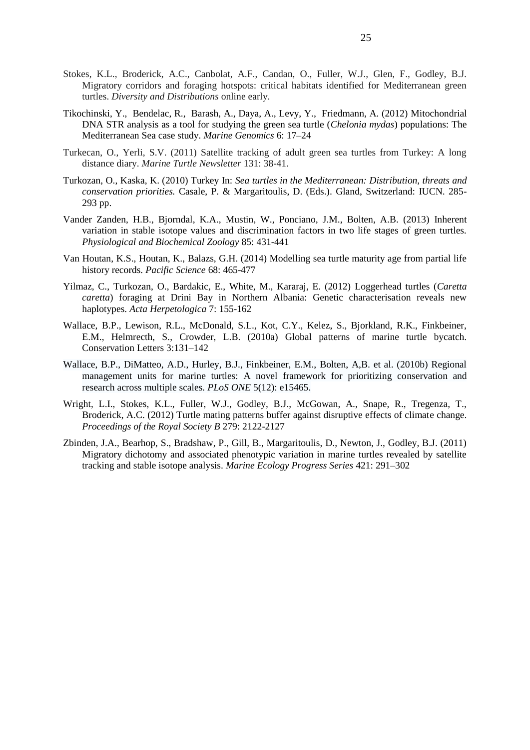Stokes, K.L., Broderick, A.C., Canbolat, A.F., Candan, O., Fuller, W.J., Glen, F., Godley, B.J. Migratory corridors and foraging hotspots: critical habitats identified for Mediterranean green turtles. *Diversity and Distributions* online early.

Tikochinski, Y., Bendelac, R., Barash, A., Daya, A., Levy, Y., Friedmann, A. (2012) Mitochondrial DNA STR analysis as a tool for studying the green sea turtle (*Chelonia mydas*) populations: The Mediterranean Sea case study. *Marine Genomics* 6: 17–24

Turkecan, O., Yerli, S.V. (2011) Satellite tracking of adult green sea turtles from Turkey: A long distance diary. *Marine Turtle Newsletter* 131: 38-41.

Turkozan, O., Kaska, K. (2010) Turkey In: *Sea turtles in the Mediterranean: Distribution, threats and conservation priorities.* Casale, P. & Margaritoulis, D. (Eds.). Gland, Switzerland: IUCN. 285-293 pp.

Vander Zanden, H.B., Bjorndal, K.A., Mustin, W., Ponciano, J.M., Bolten, A.B. (2013) Inherent variation in stable isotope values and discrimination factors in two life stages of green turtles. *Physiological and Biochemical Zoology* 85: 431-441

Van Houtan, K.S., Houtan, K., Balazs, G.H. (2014) Modelling sea turtle maturity age from partial life history records. *Pacific Science* 68: 465-477

Yilmaz, C., Turkozan, O., Bardakic, E., White, M., Kararaj, E. (2012) Loggerhead turtles (*Caretta caretta*) foraging at Drini Bay in Northern Albania: Genetic characterisation reveals new haplotypes. *Acta Herpetologica* 7: 155-162

Wallace, B.P., Lewison, R.L., McDonald, S.L., Kot, C.Y., Kelez, S., Bjorkland, R.K., Finkbeiner, E.M., Helmrecth, S., Crowder, L.B. (2010a) Global patterns of marine turtle bycatch. Conservation Letters 3:131–142

Wallace, B.P., DiMatteo, A.D., Hurley, B.J., Finkbeiner, E.M., Bolten, A,B. et al. (2010b) Regional management units for marine turtles: A novel framework for prioritizing conservation and research across multiple scales. *PLoS ONE* 5(12): e15465.

Wright, L.I., Stokes, K.L., Fuller, W.J., Godley, B.J., McGowan, A., Snape, R., Tregenza, T., Broderick, A.C. (2012) Turtle mating patterns buffer against disruptive effects of climate change. *Proceedings of the Royal Society B* 279: 2122-2127

Zbinden, J.A., Bearhop, S., Bradshaw, P., Gill, B., Margaritoulis, D., Newton, J., Godley, B.J. (2011) Migratory dichotomy and associated phenotypic variation in marine turtles revealed by satellite tracking and stable isotope analysis. *Marine Ecology Progress Series* 421: 291–302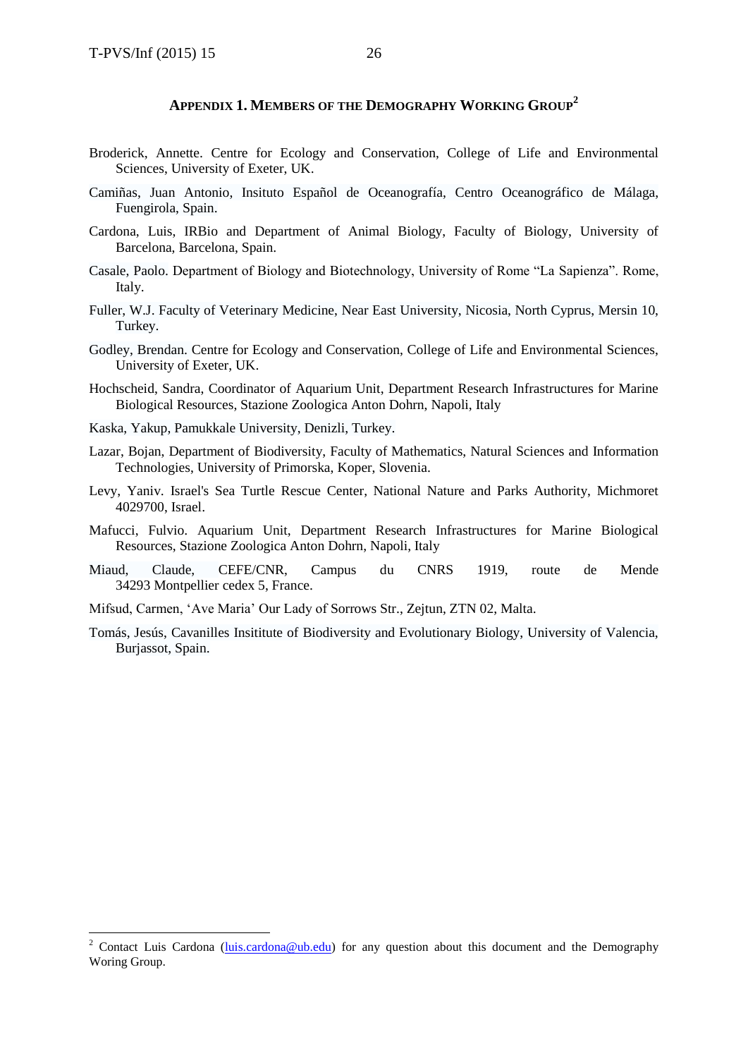## APPENDIX 1. MEMBERS OF THE DEMOGRAPHY WORKING GROUP[2]

Broderick, Annette. Centre for Ecology and Conservation, College of Life and Environmental Sciences, University of Exeter, UK.

Camiñas, Juan Antonio, Insituto Español de Oceanografía, Centro Oceanográfico de Málaga, Fuengirola, Spain.

Cardona, Luis, IRBio and Department of Animal Biology, Faculty of Biology, University of Barcelona, Barcelona, Spain.

Casale, Paolo. Department of Biology and Biotechnology, University of Rome "La Sapienza". Rome, Italy.

Fuller, W.J. Faculty of Veterinary Medicine, Near East University, Nicosia, North Cyprus, Mersin 10, Turkey.

Godley, Brendan. Centre for Ecology and Conservation, College of Life and Environmental Sciences, University of Exeter, UK.

Hochscheid, Sandra, Coordinator of Aquarium Unit, Department Research Infrastructures for Marine Biological Resources, Stazione Zoologica Anton Dohrn, Napoli, Italy

Kaska, Yakup, Pamukkale University, Denizli, Turkey.

Lazar, Bojan, Department of Biodiversity, Faculty of Mathematics, Natural Sciences and Information Technologies, University of Primorska, Koper, Slovenia.

Levy, Yaniv. Israel's Sea Turtle Rescue Center, National Nature and Parks Authority, Michmoret 4029700, Israel.

Mafucci, Fulvio. Aquarium Unit, Department Research Infrastructures for Marine Biological Resources, Stazione Zoologica Anton Dohrn, Napoli, Italy

Miaud, Claude, CEFE/CNR, Campus du CNRS 1919, route de Mende 34293 Montpellier cedex 5, France.

Mifsud, Carmen, 'Ave Maria' Our Lady of Sorrows Str., Zejtun, ZTN 02, Malta.

Tomás, Jesús, Cavanilles Insititute of Biodiversity and Evolutionary Biology, University of Valencia, Burjassot, Spain.

---

[2] Contact Luis Cardona (luis.cardona@ub.edu) for any question about this document and the Demography Woring Group.